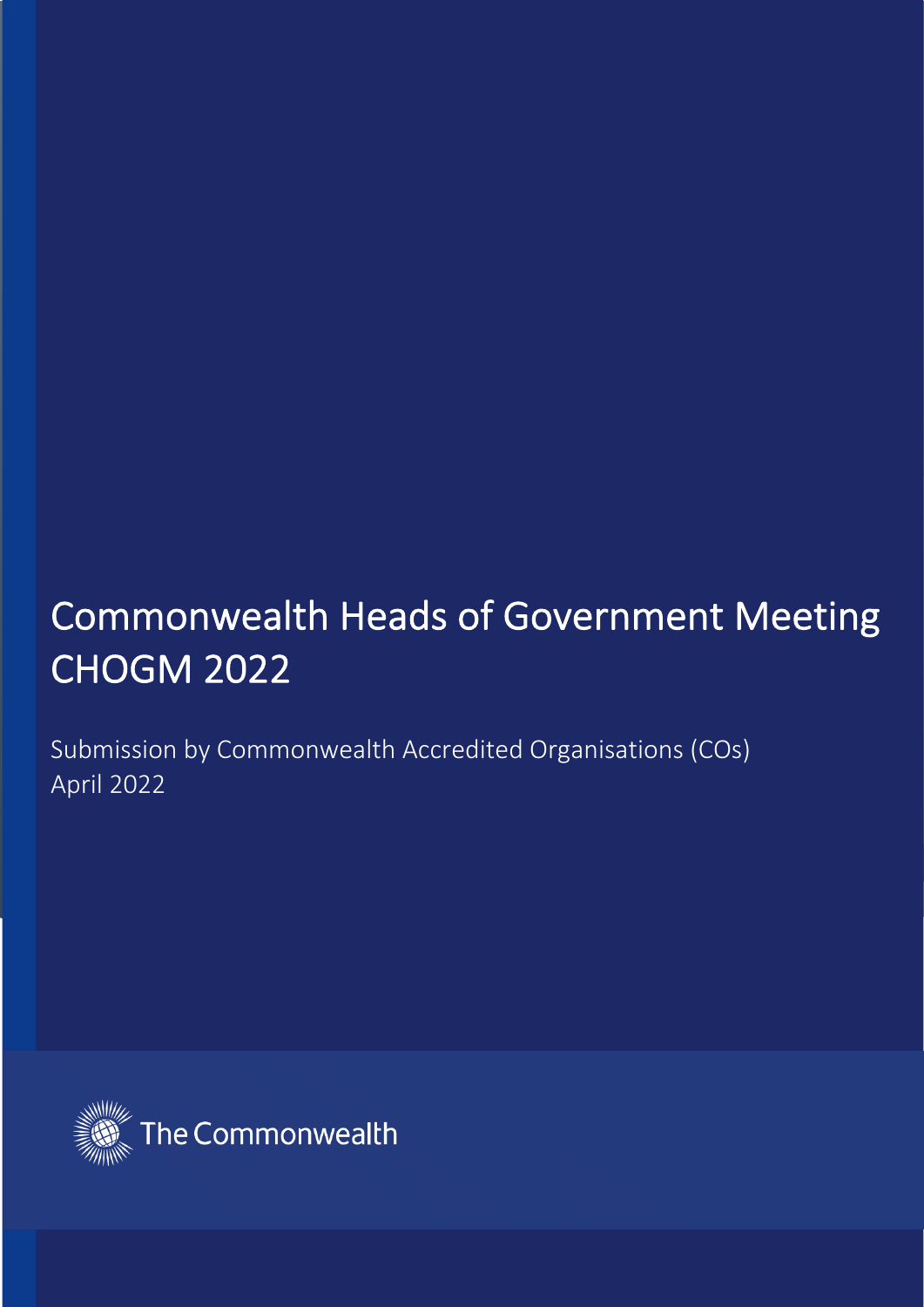# Commonwealth Heads of Government Meeting CHOGM 2022

Submission by Commonwealth Accredited Organisations (COs)
April 2022

The Commonwealth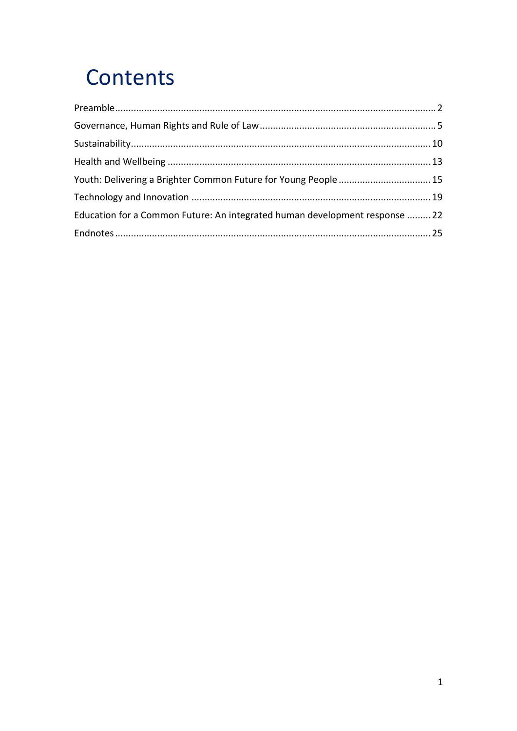# Contents

Preamble........................................................................................................................2

Governance, Human Rights and Rule of Law..................................................................5

Sustainability...............................................................................................................10

Health and Wellbeing ..................................................................................................13

Youth: Delivering a Brighter Common Future for Young People ..................................15

Technology and Innovation .........................................................................................19

Education for a Common Future: An integrated human development response .........22

Endnotes......................................................................................................................25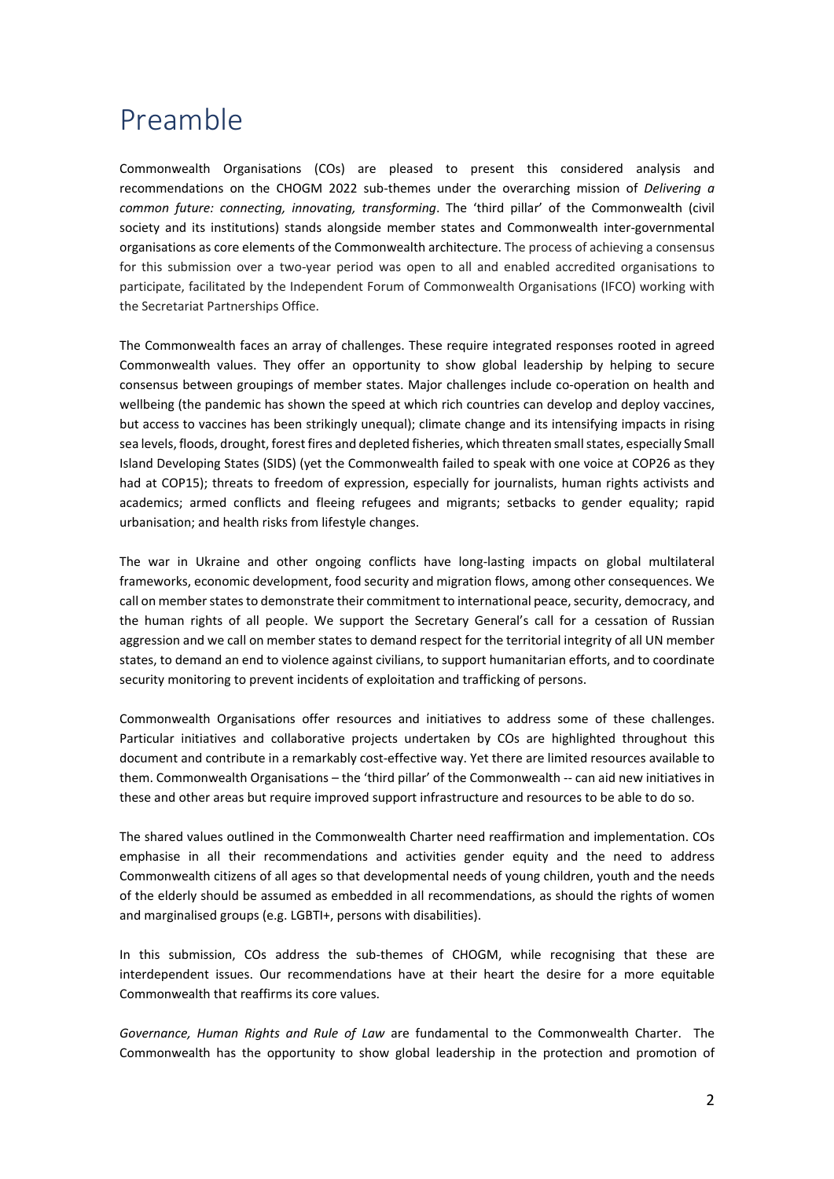# Preamble

Commonwealth Organisations (COs) are pleased to present this considered analysis and recommendations on the CHOGM 2022 sub-themes under the overarching mission of *Delivering a common future: connecting, innovating, transforming*. The 'third pillar' of the Commonwealth (civil society and its institutions) stands alongside member states and Commonwealth inter-governmental organisations as core elements of the Commonwealth architecture. The process of achieving a consensus for this submission over a two-year period was open to all and enabled accredited organisations to participate, facilitated by the Independent Forum of Commonwealth Organisations (IFCO) working with the Secretariat Partnerships Office.

The Commonwealth faces an array of challenges. These require integrated responses rooted in agreed Commonwealth values. They offer an opportunity to show global leadership by helping to secure consensus between groupings of member states. Major challenges include co-operation on health and wellbeing (the pandemic has shown the speed at which rich countries can develop and deploy vaccines, but access to vaccines has been strikingly unequal); climate change and its intensifying impacts in rising sea levels, floods, drought, forest fires and depleted fisheries, which threaten small states, especially Small Island Developing States (SIDS) (yet the Commonwealth failed to speak with one voice at COP26 as they had at COP15); threats to freedom of expression, especially for journalists, human rights activists and academics; armed conflicts and fleeing refugees and migrants; setbacks to gender equality; rapid urbanisation; and health risks from lifestyle changes.

The war in Ukraine and other ongoing conflicts have long-lasting impacts on global multilateral frameworks, economic development, food security and migration flows, among other consequences. We call on member states to demonstrate their commitment to international peace, security, democracy, and the human rights of all people. We support the Secretary General's call for a cessation of Russian aggression and we call on member states to demand respect for the territorial integrity of all UN member states, to demand an end to violence against civilians, to support humanitarian efforts, and to coordinate security monitoring to prevent incidents of exploitation and trafficking of persons.

Commonwealth Organisations offer resources and initiatives to address some of these challenges. Particular initiatives and collaborative projects undertaken by COs are highlighted throughout this document and contribute in a remarkably cost-effective way. Yet there are limited resources available to them. Commonwealth Organisations – the 'third pillar' of the Commonwealth -- can aid new initiatives in these and other areas but require improved support infrastructure and resources to be able to do so.

The shared values outlined in the Commonwealth Charter need reaffirmation and implementation. COs emphasise in all their recommendations and activities gender equity and the need to address Commonwealth citizens of all ages so that developmental needs of young children, youth and the needs of the elderly should be assumed as embedded in all recommendations, as should the rights of women and marginalised groups (e.g. LGBTI+, persons with disabilities).

In this submission, COs address the sub-themes of CHOGM, while recognising that these are interdependent issues. Our recommendations have at their heart the desire for a more equitable Commonwealth that reaffirms its core values.

*Governance, Human Rights and Rule of Law* are fundamental to the Commonwealth Charter. The Commonwealth has the opportunity to show global leadership in the protection and promotion of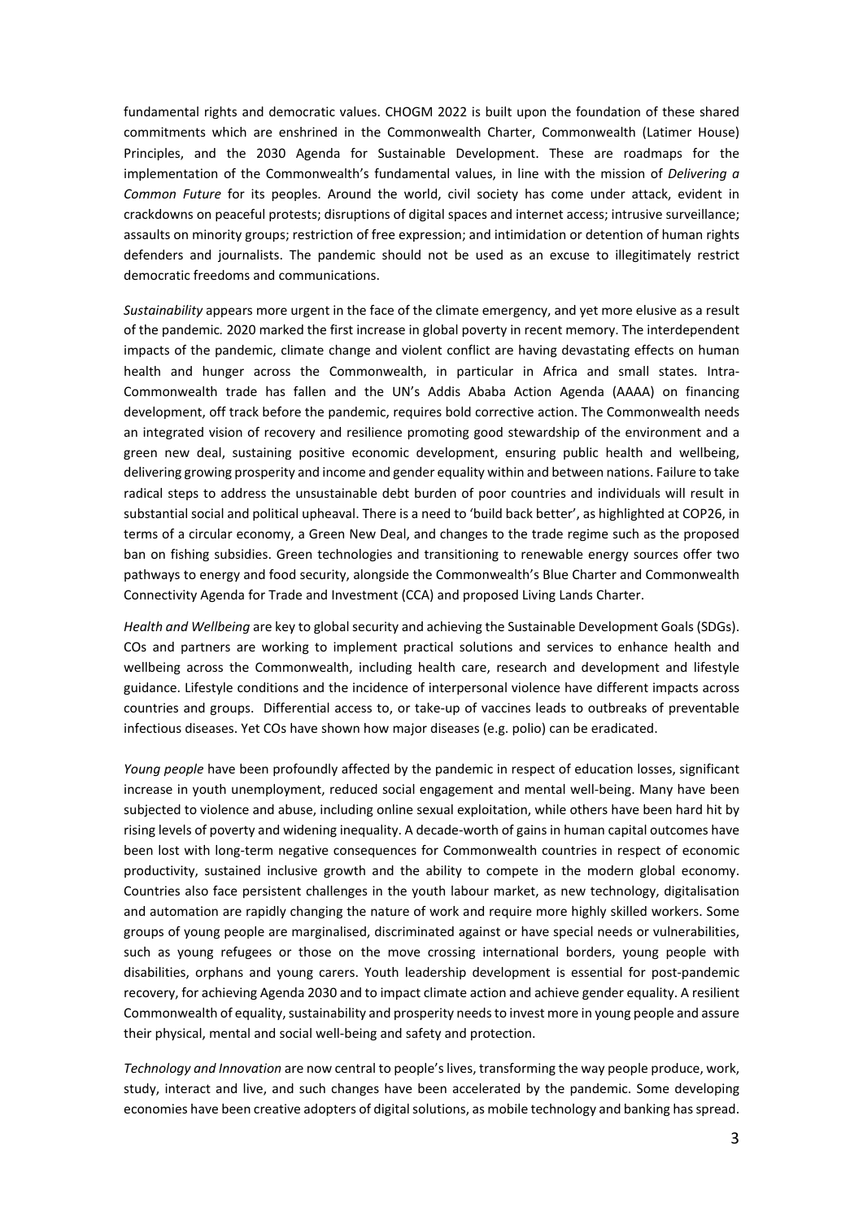fundamental rights and democratic values. CHOGM 2022 is built upon the foundation of these shared commitments which are enshrined in the Commonwealth Charter, Commonwealth (Latimer House) Principles, and the 2030 Agenda for Sustainable Development. These are roadmaps for the implementation of the Commonwealth's fundamental values, in line with the mission of *Delivering a Common Future* for its peoples. Around the world, civil society has come under attack, evident in crackdowns on peaceful protests; disruptions of digital spaces and internet access; intrusive surveillance; assaults on minority groups; restriction of free expression; and intimidation or detention of human rights defenders and journalists. The pandemic should not be used as an excuse to illegitimately restrict democratic freedoms and communications.

*Sustainability* appears more urgent in the face of the climate emergency, and yet more elusive as a result of the pandemic. 2020 marked the first increase in global poverty in recent memory. The interdependent impacts of the pandemic, climate change and violent conflict are having devastating effects on human health and hunger across the Commonwealth, in particular in Africa and small states. Intra-Commonwealth trade has fallen and the UN's Addis Ababa Action Agenda (AAAA) on financing development, off track before the pandemic, requires bold corrective action. The Commonwealth needs an integrated vision of recovery and resilience promoting good stewardship of the environment and a green new deal, sustaining positive economic development, ensuring public health and wellbeing, delivering growing prosperity and income and gender equality within and between nations. Failure to take radical steps to address the unsustainable debt burden of poor countries and individuals will result in substantial social and political upheaval. There is a need to 'build back better', as highlighted at COP26, in terms of a circular economy, a Green New Deal, and changes to the trade regime such as the proposed ban on fishing subsidies. Green technologies and transitioning to renewable energy sources offer two pathways to energy and food security, alongside the Commonwealth's Blue Charter and Commonwealth Connectivity Agenda for Trade and Investment (CCA) and proposed Living Lands Charter.

*Health and Wellbeing* are key to global security and achieving the Sustainable Development Goals (SDGs). COs and partners are working to implement practical solutions and services to enhance health and wellbeing across the Commonwealth, including health care, research and development and lifestyle guidance. Lifestyle conditions and the incidence of interpersonal violence have different impacts across countries and groups. Differential access to, or take-up of vaccines leads to outbreaks of preventable infectious diseases. Yet COs have shown how major diseases (e.g. polio) can be eradicated.

*Young people* have been profoundly affected by the pandemic in respect of education losses, significant increase in youth unemployment, reduced social engagement and mental well-being. Many have been subjected to violence and abuse, including online sexual exploitation, while others have been hard hit by rising levels of poverty and widening inequality. A decade-worth of gains in human capital outcomes have been lost with long-term negative consequences for Commonwealth countries in respect of economic productivity, sustained inclusive growth and the ability to compete in the modern global economy. Countries also face persistent challenges in the youth labour market, as new technology, digitalisation and automation are rapidly changing the nature of work and require more highly skilled workers. Some groups of young people are marginalised, discriminated against or have special needs or vulnerabilities, such as young refugees or those on the move crossing international borders, young people with disabilities, orphans and young carers. Youth leadership development is essential for post-pandemic recovery, for achieving Agenda 2030 and to impact climate action and achieve gender equality. A resilient Commonwealth of equality, sustainability and prosperity needs to invest more in young people and assure their physical, mental and social well-being and safety and protection.

*Technology and Innovation* are now central to people's lives, transforming the way people produce, work, study, interact and live, and such changes have been accelerated by the pandemic. Some developing economies have been creative adopters of digital solutions, as mobile technology and banking has spread.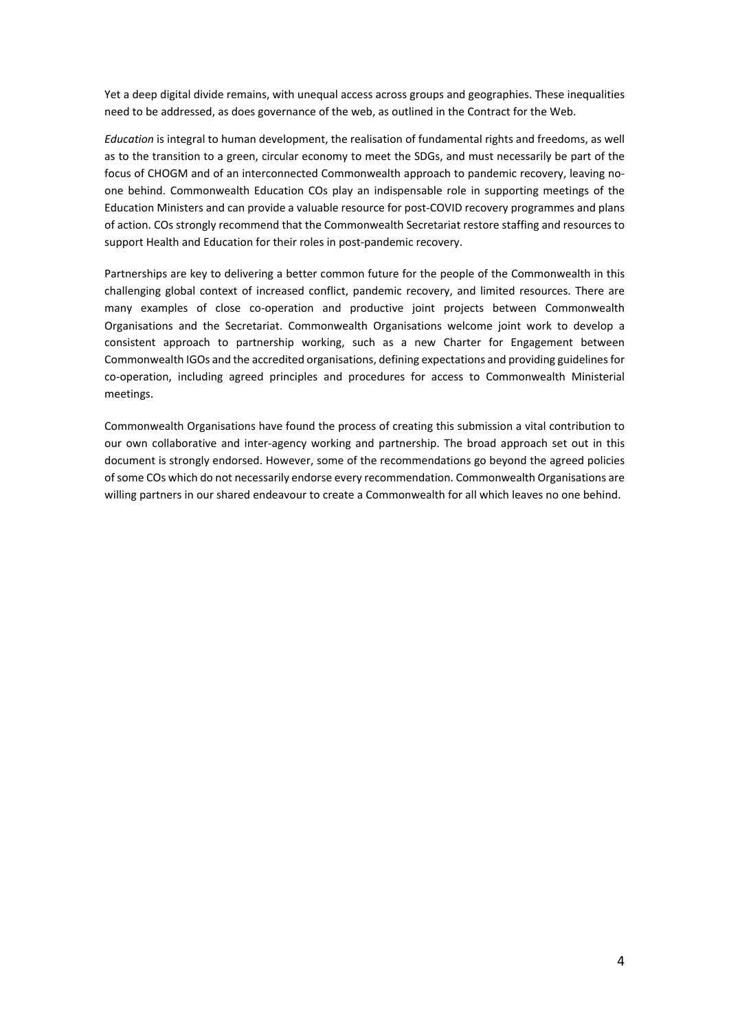Yet a deep digital divide remains, with unequal access across groups and geographies. These inequalities need to be addressed, as does governance of the web, as outlined in the Contract for the Web.

*Education* is integral to human development, the realisation of fundamental rights and freedoms, as well as to the transition to a green, circular economy to meet the SDGs, and must necessarily be part of the focus of CHOGM and of an interconnected Commonwealth approach to pandemic recovery, leaving no-one behind. Commonwealth Education COs play an indispensable role in supporting meetings of the Education Ministers and can provide a valuable resource for post-COVID recovery programmes and plans of action. COs strongly recommend that the Commonwealth Secretariat restore staffing and resources to support Health and Education for their roles in post-pandemic recovery.

Partnerships are key to delivering a better common future for the people of the Commonwealth in this challenging global context of increased conflict, pandemic recovery, and limited resources. There are many examples of close co-operation and productive joint projects between Commonwealth Organisations and the Secretariat. Commonwealth Organisations welcome joint work to develop a consistent approach to partnership working, such as a new Charter for Engagement between Commonwealth IGOs and the accredited organisations, defining expectations and providing guidelines for co-operation, including agreed principles and procedures for access to Commonwealth Ministerial meetings.

Commonwealth Organisations have found the process of creating this submission a vital contribution to our own collaborative and inter-agency working and partnership. The broad approach set out in this document is strongly endorsed. However, some of the recommendations go beyond the agreed policies of some COs which do not necessarily endorse every recommendation. Commonwealth Organisations are willing partners in our shared endeavour to create a Commonwealth for all which leaves no one behind.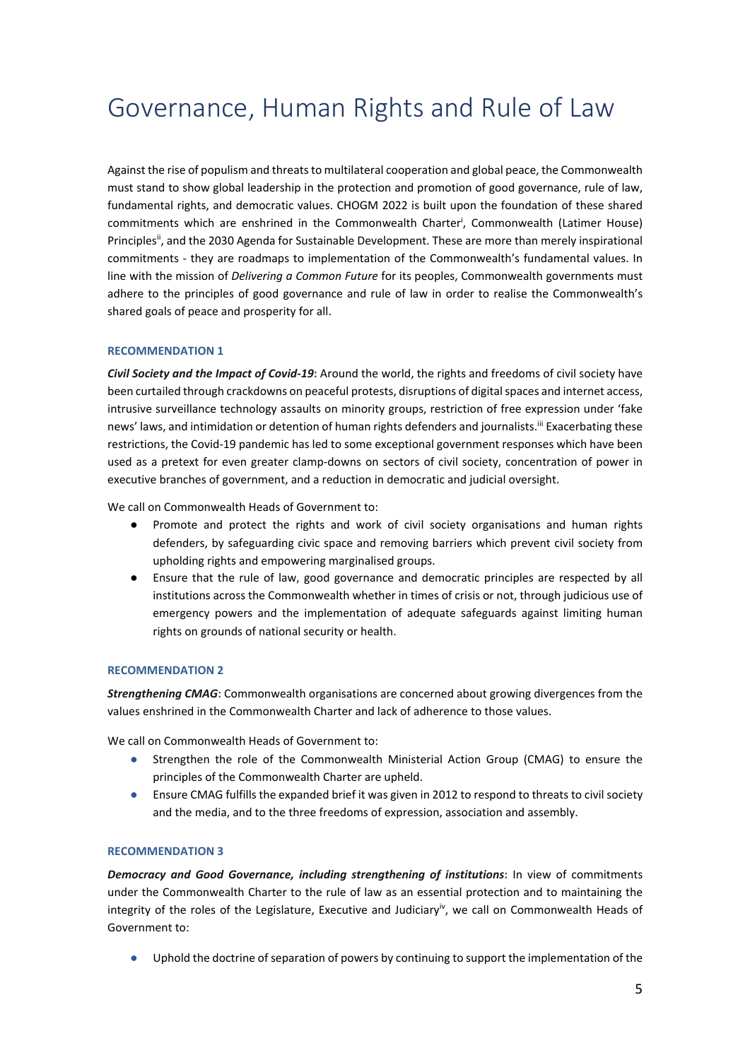# Governance, Human Rights and Rule of Law

Against the rise of populism and threats to multilateral cooperation and global peace, the Commonwealth must stand to show global leadership in the protection and promotion of good governance, rule of law, fundamental rights, and democratic values. CHOGM 2022 is built upon the foundation of these shared commitments which are enshrined in the Commonwealth Charter[i], Commonwealth (Latimer House) Principles[ii], and the 2030 Agenda for Sustainable Development. These are more than merely inspirational commitments - they are roadmaps to implementation of the Commonwealth's fundamental values. In line with the mission of *Delivering a Common Future* for its peoples, Commonwealth governments must adhere to the principles of good governance and rule of law in order to realise the Commonwealth's shared goals of peace and prosperity for all.

### RECOMMENDATION 1

***Civil Society and the Impact of Covid-19*:** Around the world, the rights and freedoms of civil society have been curtailed through crackdowns on peaceful protests, disruptions of digital spaces and internet access, intrusive surveillance technology assaults on minority groups, restriction of free expression under 'fake news' laws, and intimidation or detention of human rights defenders and journalists.[iii] Exacerbating these restrictions, the Covid-19 pandemic has led to some exceptional government responses which have been used as a pretext for even greater clamp-downs on sectors of civil society, concentration of power in executive branches of government, and a reduction in democratic and judicial oversight.

We call on Commonwealth Heads of Government to:

- Promote and protect the rights and work of civil society organisations and human rights defenders, by safeguarding civic space and removing barriers which prevent civil society from upholding rights and empowering marginalised groups.
- Ensure that the rule of law, good governance and democratic principles are respected by all institutions across the Commonwealth whether in times of crisis or not, through judicious use of emergency powers and the implementation of adequate safeguards against limiting human rights on grounds of national security or health.

### RECOMMENDATION 2

***Strengthening CMAG*:** Commonwealth organisations are concerned about growing divergences from the values enshrined in the Commonwealth Charter and lack of adherence to those values.

We call on Commonwealth Heads of Government to:

- Strengthen the role of the Commonwealth Ministerial Action Group (CMAG) to ensure the principles of the Commonwealth Charter are upheld.
- Ensure CMAG fulfills the expanded brief it was given in 2012 to respond to threats to civil society and the media, and to the three freedoms of expression, association and assembly.

### RECOMMENDATION 3

***Democracy and Good Governance, including strengthening of institutions*:** In view of commitments under the Commonwealth Charter to the rule of law as an essential protection and to maintaining the integrity of the roles of the Legislature, Executive and Judiciary[iv], we call on Commonwealth Heads of Government to:

- Uphold the doctrine of separation of powers by continuing to support the implementation of the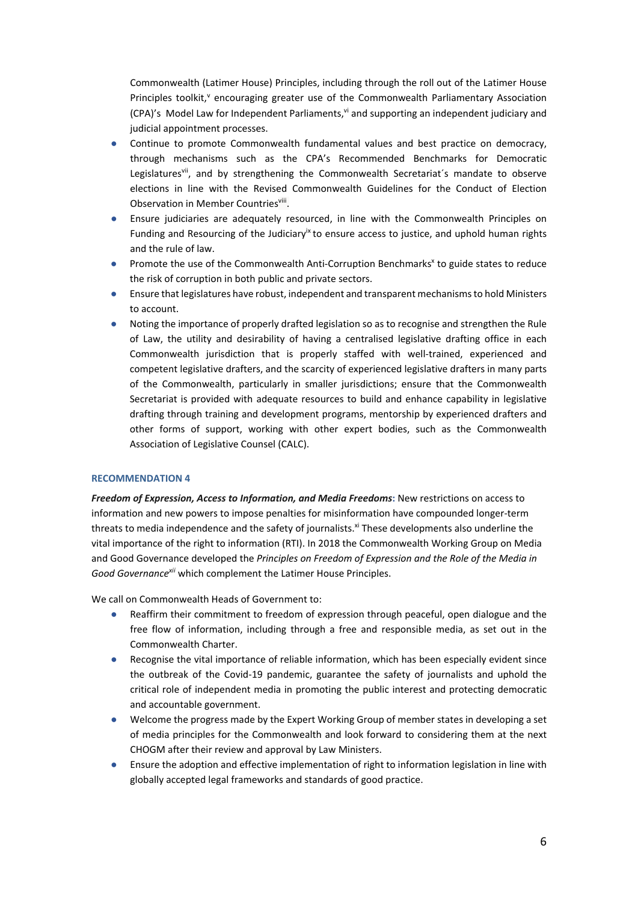Commonwealth (Latimer House) Principles, including through the roll out of the Latimer House Principles toolkit,[v] encouraging greater use of the Commonwealth Parliamentary Association (CPA)'s Model Law for Independent Parliaments,[vi] and supporting an independent judiciary and judicial appointment processes.

- Continue to promote Commonwealth fundamental values and best practice on democracy, through mechanisms such as the CPA's Recommended Benchmarks for Democratic Legislatures[vii], and by strengthening the Commonwealth Secretariat´s mandate to observe elections in line with the Revised Commonwealth Guidelines for the Conduct of Election Observation in Member Countries[viii].
- Ensure judiciaries are adequately resourced, in line with the Commonwealth Principles on Funding and Resourcing of the Judiciary[ix] to ensure access to justice, and uphold human rights and the rule of law.
- Promote the use of the Commonwealth Anti-Corruption Benchmarks[x] to guide states to reduce the risk of corruption in both public and private sectors.
- Ensure that legislatures have robust, independent and transparent mechanisms to hold Ministers to account.
- Noting the importance of properly drafted legislation so as to recognise and strengthen the Rule of Law, the utility and desirability of having a centralised legislative drafting office in each Commonwealth jurisdiction that is properly staffed with well-trained, experienced and competent legislative drafters, and the scarcity of experienced legislative drafters in many parts of the Commonwealth, particularly in smaller jurisdictions; ensure that the Commonwealth Secretariat is provided with adequate resources to build and enhance capability in legislative drafting through training and development programs, mentorship by experienced drafters and other forms of support, working with other expert bodies, such as the Commonwealth Association of Legislative Counsel (CALC).

### RECOMMENDATION 4

***Freedom of Expression, Access to Information, and Media Freedoms*:** New restrictions on access to information and new powers to impose penalties for misinformation have compounded longer-term threats to media independence and the safety of journalists.[xi] These developments also underline the vital importance of the right to information (RTI). In 2018 the Commonwealth Working Group on Media and Good Governance developed the *Principles on Freedom of Expression and the Role of the Media in Good Governance*[xii] which complement the Latimer House Principles.

We call on Commonwealth Heads of Government to:

- Reaffirm their commitment to freedom of expression through peaceful, open dialogue and the free flow of information, including through a free and responsible media, as set out in the Commonwealth Charter.
- Recognise the vital importance of reliable information, which has been especially evident since the outbreak of the Covid-19 pandemic, guarantee the safety of journalists and uphold the critical role of independent media in promoting the public interest and protecting democratic and accountable government.
- Welcome the progress made by the Expert Working Group of member states in developing a set of media principles for the Commonwealth and look forward to considering them at the next CHOGM after their review and approval by Law Ministers.
- Ensure the adoption and effective implementation of right to information legislation in line with globally accepted legal frameworks and standards of good practice.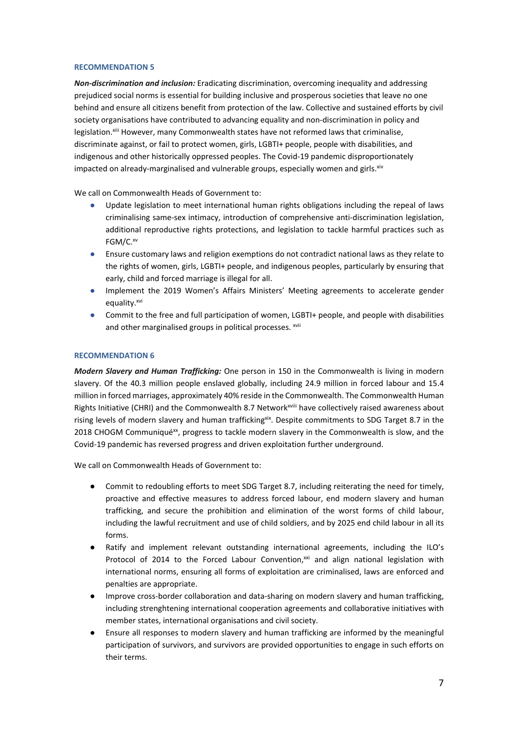### RECOMMENDATION 5

***Non-discrimination and inclusion:*** Eradicating discrimination, overcoming inequality and addressing prejudiced social norms is essential for building inclusive and prosperous societies that leave no one behind and ensure all citizens benefit from protection of the law. Collective and sustained efforts by civil society organisations have contributed to advancing equality and non-discrimination in policy and legislation.[xiii] However, many Commonwealth states have not reformed laws that criminalise, discriminate against, or fail to protect women, girls, LGBTI+ people, people with disabilities, and indigenous and other historically oppressed peoples. The Covid-19 pandemic disproportionately impacted on already-marginalised and vulnerable groups, especially women and girls.[xiv]

We call on Commonwealth Heads of Government to:

- Update legislation to meet international human rights obligations including the repeal of laws criminalising same-sex intimacy, introduction of comprehensive anti-discrimination legislation, additional reproductive rights protections, and legislation to tackle harmful practices such as FGM/C.[xv]
- Ensure customary laws and religion exemptions do not contradict national laws as they relate to the rights of women, girls, LGBTI+ people, and indigenous peoples, particularly by ensuring that early, child and forced marriage is illegal for all.
- Implement the 2019 Women's Affairs Ministers' Meeting agreements to accelerate gender equality.[xvi]
- Commit to the free and full participation of women, LGBTI+ people, and people with disabilities and other marginalised groups in political processes. [xvii]

### RECOMMENDATION 6

***Modern Slavery and Human Trafficking:*** One person in 150 in the Commonwealth is living in modern slavery. Of the 40.3 million people enslaved globally, including 24.9 million in forced labour and 15.4 million in forced marriages, approximately 40% reside in the Commonwealth. The Commonwealth Human Rights Initiative (CHRI) and the Commonwealth 8.7 Network[xviii] have collectively raised awareness about rising levels of modern slavery and human trafficking[xix]. Despite commitments to SDG Target 8.7 in the 2018 CHOGM Communiqué[xx], progress to tackle modern slavery in the Commonwealth is slow, and the Covid-19 pandemic has reversed progress and driven exploitation further underground.

We call on Commonwealth Heads of Government to:

- Commit to redoubling efforts to meet SDG Target 8.7, including reiterating the need for timely, proactive and effective measures to address forced labour, end modern slavery and human trafficking, and secure the prohibition and elimination of the worst forms of child labour, including the lawful recruitment and use of child soldiers, and by 2025 end child labour in all its forms.
- Ratify and implement relevant outstanding international agreements, including the ILO's Protocol of 2014 to the Forced Labour Convention,[xxi] and align national legislation with international norms, ensuring all forms of exploitation are criminalised, laws are enforced and penalties are appropriate.
- Improve cross-border collaboration and data-sharing on modern slavery and human trafficking, including strenghtening international cooperation agreements and collaborative initiatives with member states, international organisations and civil society.
- Ensure all responses to modern slavery and human trafficking are informed by the meaningful participation of survivors, and survivors are provided opportunities to engage in such efforts on their terms.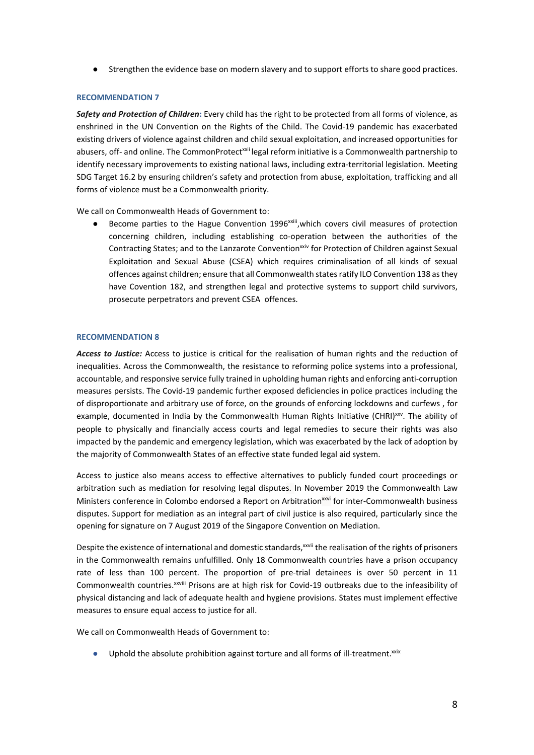- Strengthen the evidence base on modern slavery and to support efforts to share good practices.

### RECOMMENDATION 7

***Safety and Protection of Children*:** Every child has the right to be protected from all forms of violence, as enshrined in the UN Convention on the Rights of the Child. The Covid-19 pandemic has exacerbated existing drivers of violence against children and child sexual exploitation, and increased opportunities for abusers, off- and online. The CommonProtect[xxii] legal reform initiative is a Commonwealth partnership to identify necessary improvements to existing national laws, including extra-territorial legislation. Meeting SDG Target 16.2 by ensuring children's safety and protection from abuse, exploitation, trafficking and all forms of violence must be a Commonwealth priority.

We call on Commonwealth Heads of Government to:

- Become parties to the Hague Convention 1996[xxiii],which covers civil measures of protection concerning children, including establishing co-operation between the authorities of the Contracting States; and to the Lanzarote Convention[xxiv] for Protection of Children against Sexual Exploitation and Sexual Abuse (CSEA) which requires criminalisation of all kinds of sexual offences against children; ensure that all Commonwealth states ratify ILO Convention 138 as they have Covention 182, and strengthen legal and protective systems to support child survivors, prosecute perpetrators and prevent CSEA offences.

### RECOMMENDATION 8

***Access to Justice:*** Access to justice is critical for the realisation of human rights and the reduction of inequalities. Across the Commonwealth, the resistance to reforming police systems into a professional, accountable, and responsive service fully trained in upholding human rights and enforcing anti-corruption measures persists. The Covid-19 pandemic further exposed deficiencies in police practices including the of disproportionate and arbitrary use of force, on the grounds of enforcing lockdowns and curfews , for example, documented in India by the Commonwealth Human Rights Initiative (CHRI)[xxv]. The ability of people to physically and financially access courts and legal remedies to secure their rights was also impacted by the pandemic and emergency legislation, which was exacerbated by the lack of adoption by the majority of Commonwealth States of an effective state funded legal aid system.

Access to justice also means access to effective alternatives to publicly funded court proceedings or arbitration such as mediation for resolving legal disputes. In November 2019 the Commonwealth Law Ministers conference in Colombo endorsed a Report on Arbitration[xxvi] for inter-Commonwealth business disputes. Support for mediation as an integral part of civil justice is also required, particularly since the opening for signature on 7 August 2019 of the Singapore Convention on Mediation.

Despite the existence of international and domestic standards,[xxvii] the realisation of the rights of prisoners in the Commonwealth remains unfulfilled. Only 18 Commonwealth countries have a prison occupancy rate of less than 100 percent. The proportion of pre-trial detainees is over 50 percent in 11 Commonwealth countries.[xxviii] Prisons are at high risk for Covid-19 outbreaks due to the infeasibility of physical distancing and lack of adequate health and hygiene provisions. States must implement effective measures to ensure equal access to justice for all.

We call on Commonwealth Heads of Government to:

- Uphold the absolute prohibition against torture and all forms of ill-treatment.[xxix]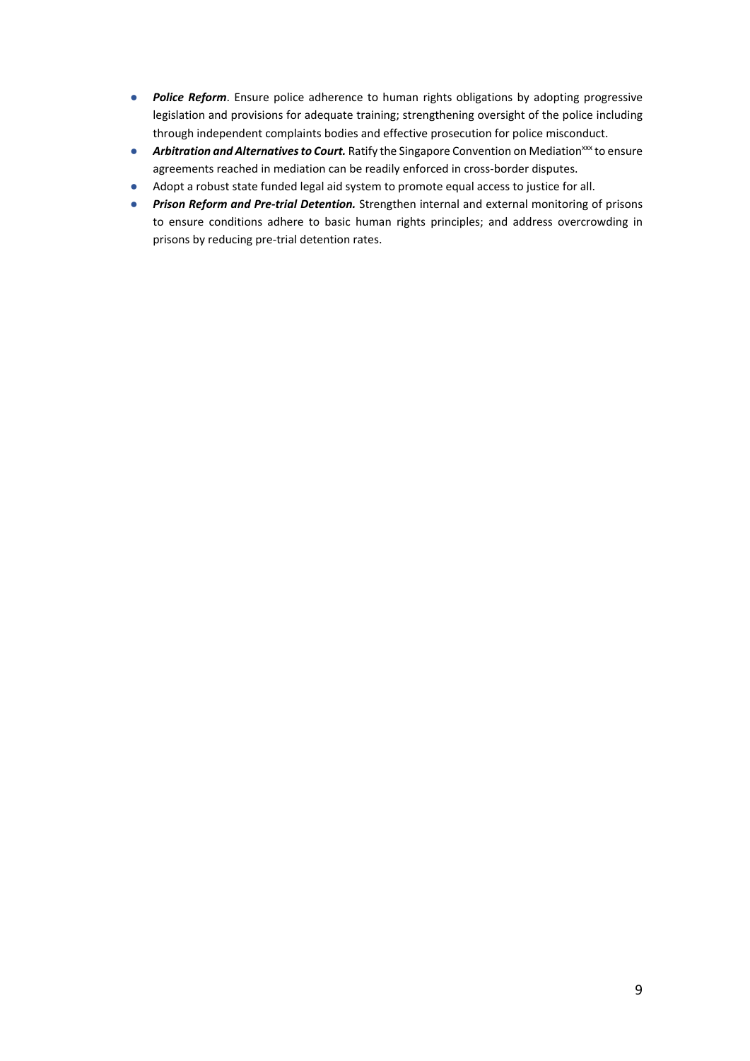- ***Police Reform***. Ensure police adherence to human rights obligations by adopting progressive legislation and provisions for adequate training; strengthening oversight of the police including through independent complaints bodies and effective prosecution for police misconduct.
- ***Arbitration and Alternatives to Court.*** Ratify the Singapore Convention on Mediation[xxx] to ensure agreements reached in mediation can be readily enforced in cross-border disputes.
- Adopt a robust state funded legal aid system to promote equal access to justice for all.
- ***Prison Reform and Pre-trial Detention.*** Strengthen internal and external monitoring of prisons to ensure conditions adhere to basic human rights principles; and address overcrowding in prisons by reducing pre-trial detention rates.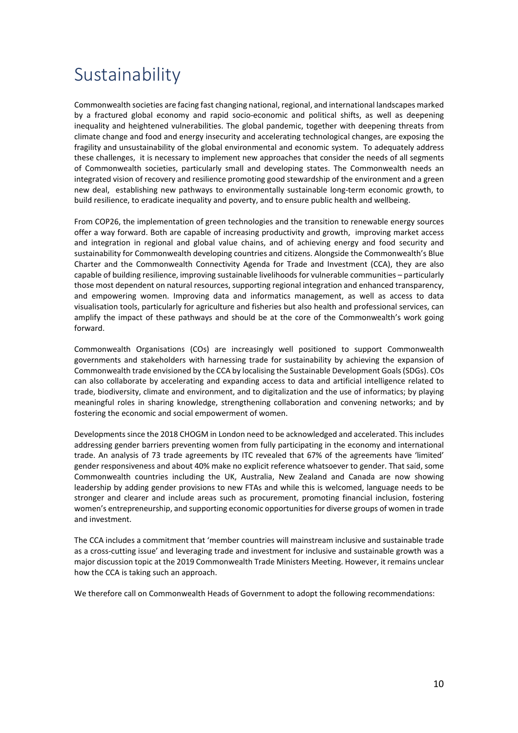# Sustainability

Commonwealth societies are facing fast changing national, regional, and international landscapes marked by a fractured global economy and rapid socio-economic and political shifts, as well as deepening inequality and heightened vulnerabilities. The global pandemic, together with deepening threats from climate change and food and energy insecurity and accelerating technological changes, are exposing the fragility and unsustainability of the global environmental and economic system. To adequately address these challenges, it is necessary to implement new approaches that consider the needs of all segments of Commonwealth societies, particularly small and developing states. The Commonwealth needs an integrated vision of recovery and resilience promoting good stewardship of the environment and a green new deal, establishing new pathways to environmentally sustainable long-term economic growth, to build resilience, to eradicate inequality and poverty, and to ensure public health and wellbeing.

From COP26, the implementation of green technologies and the transition to renewable energy sources offer a way forward. Both are capable of increasing productivity and growth, improving market access and integration in regional and global value chains, and of achieving energy and food security and sustainability for Commonwealth developing countries and citizens. Alongside the Commonwealth's Blue Charter and the Commonwealth Connectivity Agenda for Trade and Investment (CCA), they are also capable of building resilience, improving sustainable livelihoods for vulnerable communities – particularly those most dependent on natural resources, supporting regional integration and enhanced transparency, and empowering women. Improving data and informatics management, as well as access to data visualisation tools, particularly for agriculture and fisheries but also health and professional services, can amplify the impact of these pathways and should be at the core of the Commonwealth's work going forward.

Commonwealth Organisations (COs) are increasingly well positioned to support Commonwealth governments and stakeholders with harnessing trade for sustainability by achieving the expansion of Commonwealth trade envisioned by the CCA by localising the Sustainable Development Goals (SDGs). COs can also collaborate by accelerating and expanding access to data and artificial intelligence related to trade, biodiversity, climate and environment, and to digitalization and the use of informatics; by playing meaningful roles in sharing knowledge, strengthening collaboration and convening networks; and by fostering the economic and social empowerment of women.

Developments since the 2018 CHOGM in London need to be acknowledged and accelerated. This includes addressing gender barriers preventing women from fully participating in the economy and international trade. An analysis of 73 trade agreements by ITC revealed that 67% of the agreements have 'limited' gender responsiveness and about 40% make no explicit reference whatsoever to gender. That said, some Commonwealth countries including the UK, Australia, New Zealand and Canada are now showing leadership by adding gender provisions to new FTAs and while this is welcomed, language needs to be stronger and clearer and include areas such as procurement, promoting financial inclusion, fostering women's entrepreneurship, and supporting economic opportunities for diverse groups of women in trade and investment.

The CCA includes a commitment that 'member countries will mainstream inclusive and sustainable trade as a cross-cutting issue' and leveraging trade and investment for inclusive and sustainable growth was a major discussion topic at the 2019 Commonwealth Trade Ministers Meeting. However, it remains unclear how the CCA is taking such an approach.

We therefore call on Commonwealth Heads of Government to adopt the following recommendations: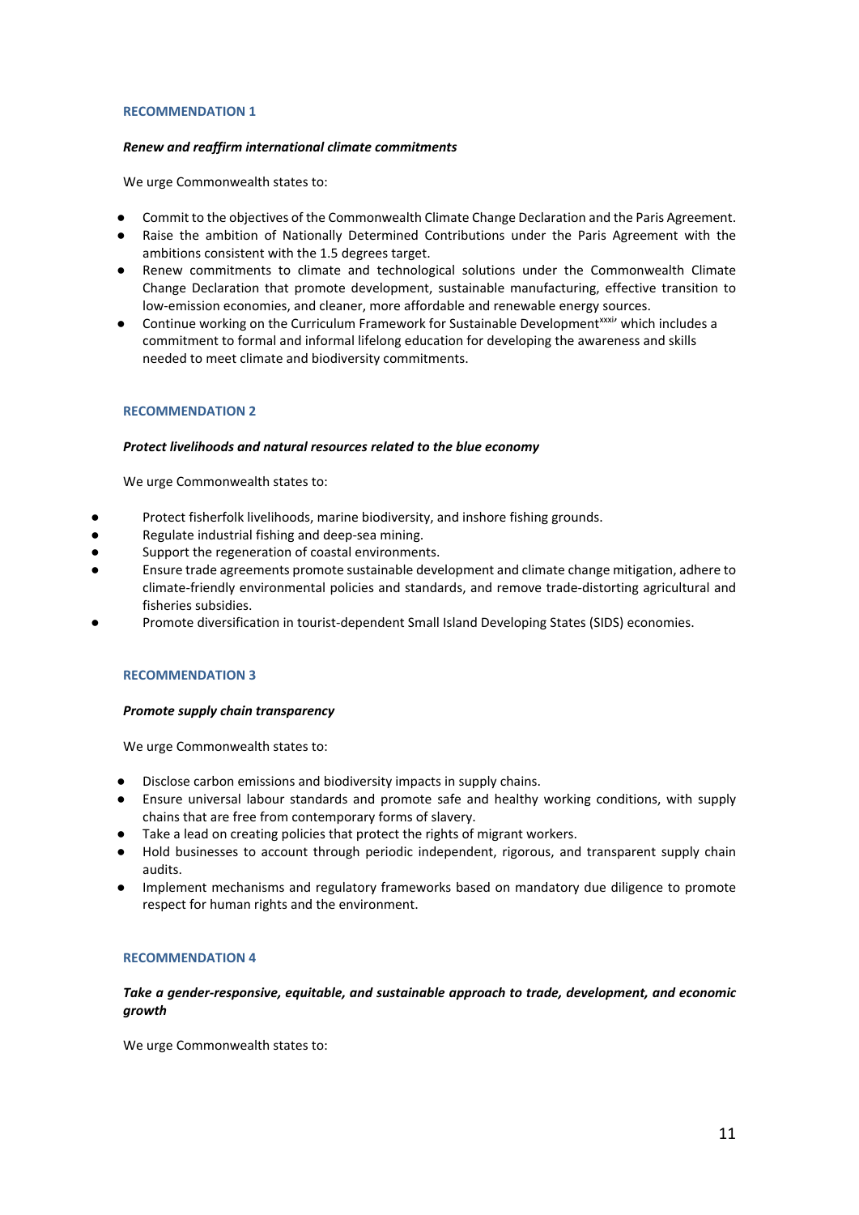### RECOMMENDATION 1

***Renew and reaffirm international climate commitments***

We urge Commonwealth states to:

- Commit to the objectives of the Commonwealth Climate Change Declaration and the Paris Agreement.
- Raise the ambition of Nationally Determined Contributions under the Paris Agreement with the ambitions consistent with the 1.5 degrees target.
- Renew commitments to climate and technological solutions under the Commonwealth Climate Change Declaration that promote development, sustainable manufacturing, effective transition to low-emission economies, and cleaner, more affordable and renewable energy sources.
- Continue working on the Curriculum Framework for Sustainable Development[xxxiv] which includes a commitment to formal and informal lifelong education for developing the awareness and skills needed to meet climate and biodiversity commitments.

### RECOMMENDATION 2

***Protect livelihoods and natural resources related to the blue economy***

We urge Commonwealth states to:

- Protect fisherfolk livelihoods, marine biodiversity, and inshore fishing grounds.
- Regulate industrial fishing and deep-sea mining.
- Support the regeneration of coastal environments.
- Ensure trade agreements promote sustainable development and climate change mitigation, adhere to climate-friendly environmental policies and standards, and remove trade-distorting agricultural and fisheries subsidies.
- Promote diversification in tourist-dependent Small Island Developing States (SIDS) economies.

### RECOMMENDATION 3

***Promote supply chain transparency***

We urge Commonwealth states to:

- Disclose carbon emissions and biodiversity impacts in supply chains.
- Ensure universal labour standards and promote safe and healthy working conditions, with supply chains that are free from contemporary forms of slavery.
- Take a lead on creating policies that protect the rights of migrant workers.
- Hold businesses to account through periodic independent, rigorous, and transparent supply chain audits.
- Implement mechanisms and regulatory frameworks based on mandatory due diligence to promote respect for human rights and the environment.

### RECOMMENDATION 4

***Take a gender-responsive, equitable, and sustainable approach to trade, development, and economic growth***

We urge Commonwealth states to: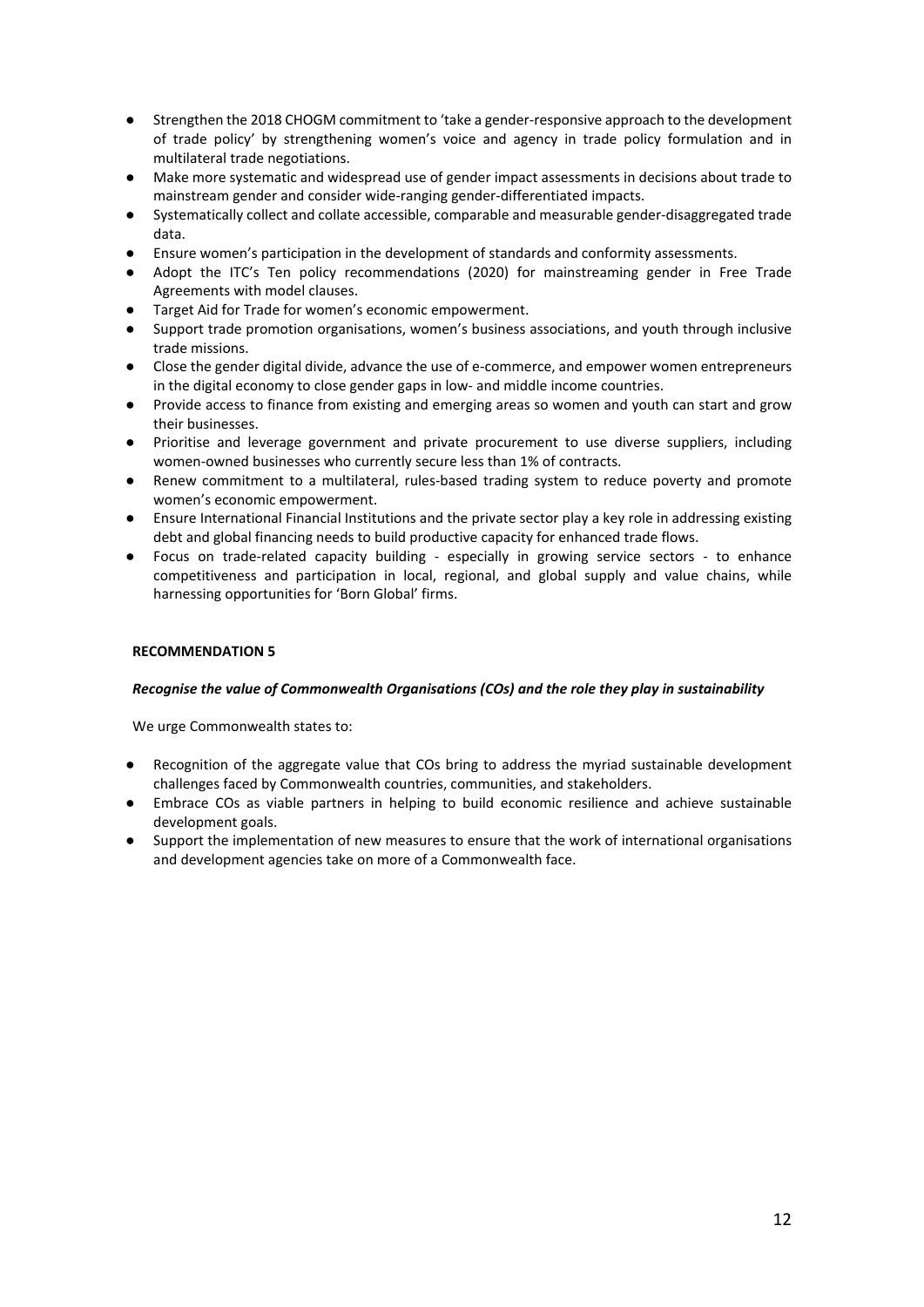- Strengthen the 2018 CHOGM commitment to 'take a gender-responsive approach to the development of trade policy' by strengthening women's voice and agency in trade policy formulation and in multilateral trade negotiations.
- Make more systematic and widespread use of gender impact assessments in decisions about trade to mainstream gender and consider wide-ranging gender-differentiated impacts.
- Systematically collect and collate accessible, comparable and measurable gender-disaggregated trade data.
- Ensure women's participation in the development of standards and conformity assessments.
- Adopt the ITC's Ten policy recommendations (2020) for mainstreaming gender in Free Trade Agreements with model clauses.
- Target Aid for Trade for women's economic empowerment.
- Support trade promotion organisations, women's business associations, and youth through inclusive trade missions.
- Close the gender digital divide, advance the use of e-commerce, and empower women entrepreneurs in the digital economy to close gender gaps in low- and middle income countries.
- Provide access to finance from existing and emerging areas so women and youth can start and grow their businesses.
- Prioritise and leverage government and private procurement to use diverse suppliers, including women-owned businesses who currently secure less than 1% of contracts.
- Renew commitment to a multilateral, rules-based trading system to reduce poverty and promote women's economic empowerment.
- Ensure International Financial Institutions and the private sector play a key role in addressing existing debt and global financing needs to build productive capacity for enhanced trade flows.
- Focus on trade-related capacity building - especially in growing service sectors - to enhance competitiveness and participation in local, regional, and global supply and value chains, while harnessing opportunities for 'Born Global' firms.

**RECOMMENDATION 5**

***Recognise the value of Commonwealth Organisations (COs) and the role they play in sustainability***

We urge Commonwealth states to:

- Recognition of the aggregate value that COs bring to address the myriad sustainable development challenges faced by Commonwealth countries, communities, and stakeholders.
- Embrace COs as viable partners in helping to build economic resilience and achieve sustainable development goals.
- Support the implementation of new measures to ensure that the work of international organisations and development agencies take on more of a Commonwealth face.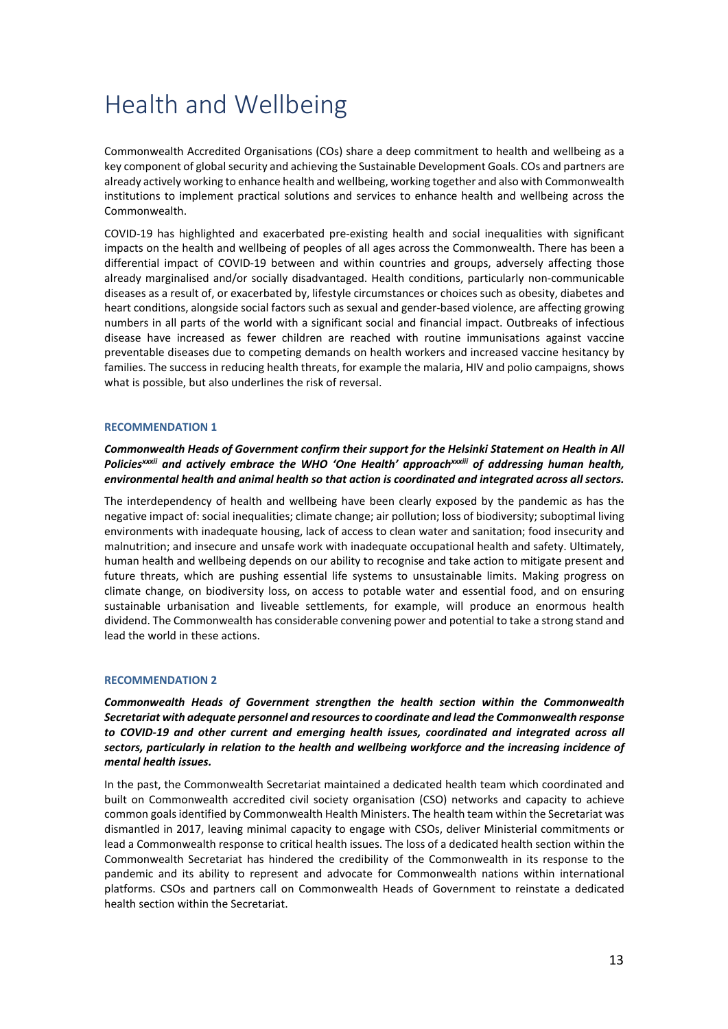# Health and Wellbeing

Commonwealth Accredited Organisations (COs) share a deep commitment to health and wellbeing as a key component of global security and achieving the Sustainable Development Goals. COs and partners are already actively working to enhance health and wellbeing, working together and also with Commonwealth institutions to implement practical solutions and services to enhance health and wellbeing across the Commonwealth.

COVID-19 has highlighted and exacerbated pre-existing health and social inequalities with significant impacts on the health and wellbeing of peoples of all ages across the Commonwealth. There has been a differential impact of COVID-19 between and within countries and groups, adversely affecting those already marginalised and/or socially disadvantaged. Health conditions, particularly non-communicable diseases as a result of, or exacerbated by, lifestyle circumstances or choices such as obesity, diabetes and heart conditions, alongside social factors such as sexual and gender-based violence, are affecting growing numbers in all parts of the world with a significant social and financial impact. Outbreaks of infectious disease have increased as fewer children are reached with routine immunisations against vaccine preventable diseases due to competing demands on health workers and increased vaccine hesitancy by families. The success in reducing health threats, for example the malaria, HIV and polio campaigns, shows what is possible, but also underlines the risk of reversal.

#### RECOMMENDATION 1

***Commonwealth Heads of Government confirm their support for the Helsinki Statement on Health in All Policies[xxxii] and actively embrace the WHO 'One Health' approach[xxxiii] of addressing human health, environmental health and animal health so that action is coordinated and integrated across all sectors.***

The interdependency of health and wellbeing have been clearly exposed by the pandemic as has the negative impact of: social inequalities; climate change; air pollution; loss of biodiversity; suboptimal living environments with inadequate housing, lack of access to clean water and sanitation; food insecurity and malnutrition; and insecure and unsafe work with inadequate occupational health and safety. Ultimately, human health and wellbeing depends on our ability to recognise and take action to mitigate present and future threats, which are pushing essential life systems to unsustainable limits. Making progress on climate change, on biodiversity loss, on access to potable water and essential food, and on ensuring sustainable urbanisation and liveable settlements, for example, will produce an enormous health dividend. The Commonwealth has considerable convening power and potential to take a strong stand and lead the world in these actions.

#### RECOMMENDATION 2

***Commonwealth Heads of Government strengthen the health section within the Commonwealth Secretariat with adequate personnel and resources to coordinate and lead the Commonwealth response to COVID-19 and other current and emerging health issues, coordinated and integrated across all sectors, particularly in relation to the health and wellbeing workforce and the increasing incidence of mental health issues.***

In the past, the Commonwealth Secretariat maintained a dedicated health team which coordinated and built on Commonwealth accredited civil society organisation (CSO) networks and capacity to achieve common goals identified by Commonwealth Health Ministers. The health team within the Secretariat was dismantled in 2017, leaving minimal capacity to engage with CSOs, deliver Ministerial commitments or lead a Commonwealth response to critical health issues. The loss of a dedicated health section within the Commonwealth Secretariat has hindered the credibility of the Commonwealth in its response to the pandemic and its ability to represent and advocate for Commonwealth nations within international platforms. CSOs and partners call on Commonwealth Heads of Government to reinstate a dedicated health section within the Secretariat.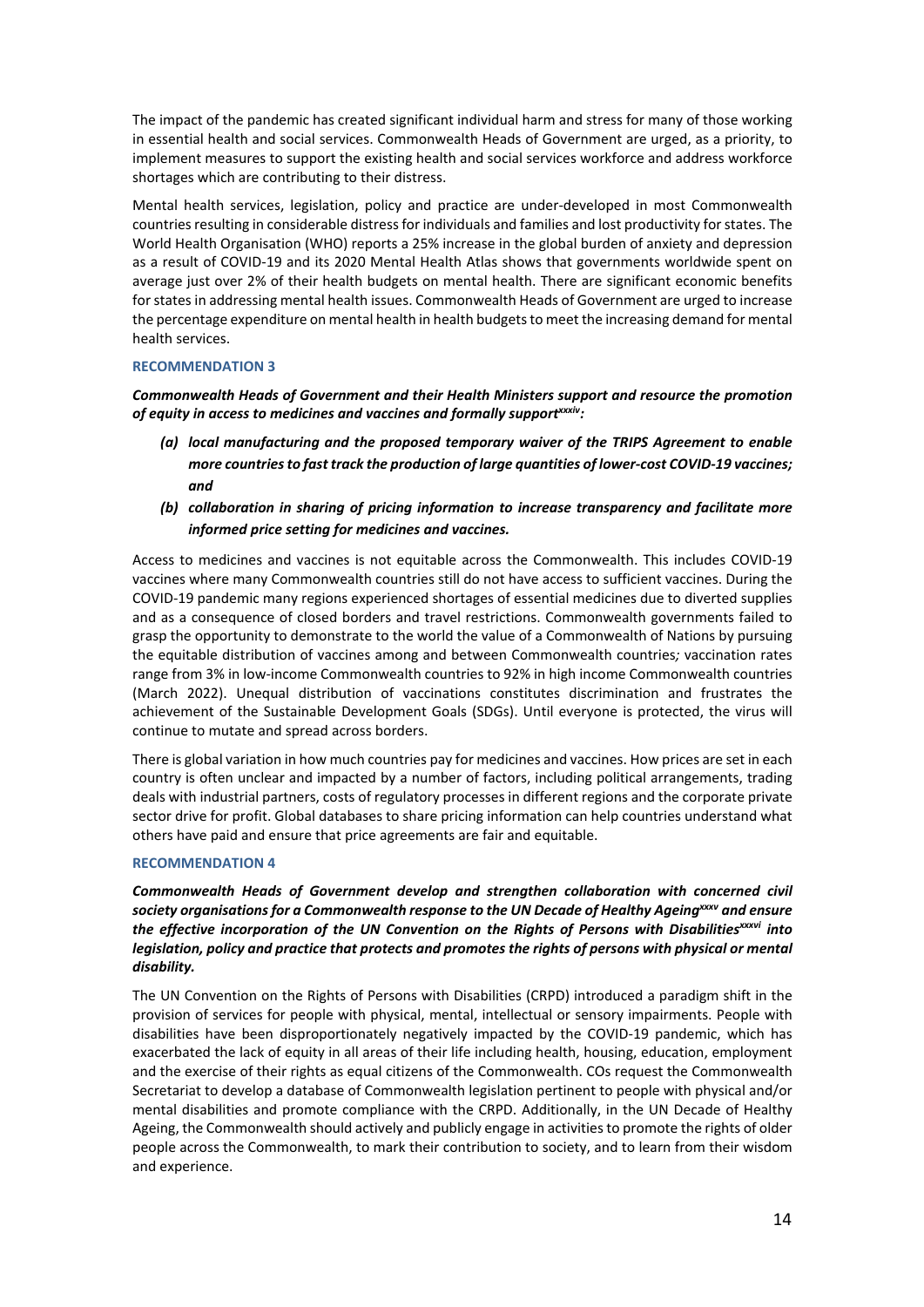The impact of the pandemic has created significant individual harm and stress for many of those working in essential health and social services. Commonwealth Heads of Government are urged, as a priority, to implement measures to support the existing health and social services workforce and address workforce shortages which are contributing to their distress.

Mental health services, legislation, policy and practice are under-developed in most Commonwealth countries resulting in considerable distress for individuals and families and lost productivity for states. The World Health Organisation (WHO) reports a 25% increase in the global burden of anxiety and depression as a result of COVID-19 and its 2020 Mental Health Atlas shows that governments worldwide spent on average just over 2% of their health budgets on mental health. There are significant economic benefits for states in addressing mental health issues. Commonwealth Heads of Government are urged to increase the percentage expenditure on mental health in health budgets to meet the increasing demand for mental health services.

### RECOMMENDATION 3

***Commonwealth Heads of Government and their Health Ministers support and resource the promotion of equity in access to medicines and vaccines and formally support[xxxiv]:***

- ***(a) local manufacturing and the proposed temporary waiver of the TRIPS Agreement to enable more countries to fast track the production of large quantities of lower-cost COVID-19 vaccines; and***
- ***(b) collaboration in sharing of pricing information to increase transparency and facilitate more informed price setting for medicines and vaccines.***

Access to medicines and vaccines is not equitable across the Commonwealth. This includes COVID-19 vaccines where many Commonwealth countries still do not have access to sufficient vaccines. During the COVID-19 pandemic many regions experienced shortages of essential medicines due to diverted supplies and as a consequence of closed borders and travel restrictions. Commonwealth governments failed to grasp the opportunity to demonstrate to the world the value of a Commonwealth of Nations by pursuing the equitable distribution of vaccines among and between Commonwealth countries*;* vaccination rates range from 3% in low-income Commonwealth countries to 92% in high income Commonwealth countries (March 2022). Unequal distribution of vaccinations constitutes discrimination and frustrates the achievement of the Sustainable Development Goals (SDGs). Until everyone is protected, the virus will continue to mutate and spread across borders.

There is global variation in how much countries pay for medicines and vaccines. How prices are set in each country is often unclear and impacted by a number of factors, including political arrangements, trading deals with industrial partners, costs of regulatory processes in different regions and the corporate private sector drive for profit. Global databases to share pricing information can help countries understand what others have paid and ensure that price agreements are fair and equitable.

### RECOMMENDATION 4

***Commonwealth Heads of Government develop and strengthen collaboration with concerned civil society organisations for a Commonwealth response to the UN Decade of Healthy Ageing[xxxv] and ensure the effective incorporation of the UN Convention on the Rights of Persons with Disabilities[xxxvi] into legislation, policy and practice that protects and promotes the rights of persons with physical or mental disability.***

The UN Convention on the Rights of Persons with Disabilities (CRPD) introduced a paradigm shift in the provision of services for people with physical, mental, intellectual or sensory impairments. People with disabilities have been disproportionately negatively impacted by the COVID-19 pandemic, which has exacerbated the lack of equity in all areas of their life including health, housing, education, employment and the exercise of their rights as equal citizens of the Commonwealth. COs request the Commonwealth Secretariat to develop a database of Commonwealth legislation pertinent to people with physical and/or mental disabilities and promote compliance with the CRPD. Additionally, in the UN Decade of Healthy Ageing, the Commonwealth should actively and publicly engage in activities to promote the rights of older people across the Commonwealth, to mark their contribution to society, and to learn from their wisdom and experience.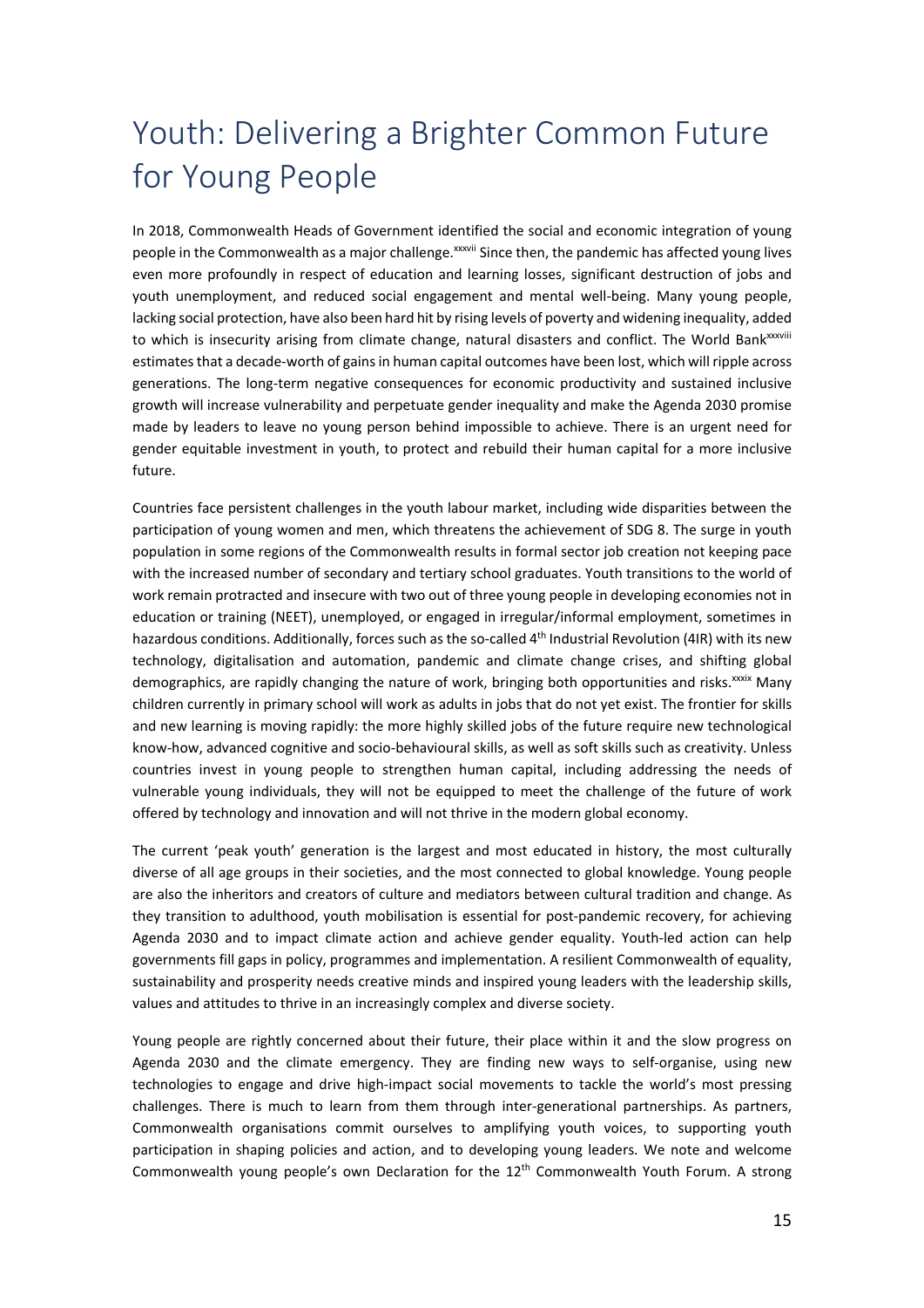# Youth: Delivering a Brighter Common Future for Young People

In 2018, Commonwealth Heads of Government identified the social and economic integration of young people in the Commonwealth as a major challenge.[xxxvii] Since then, the pandemic has affected young lives even more profoundly in respect of education and learning losses, significant destruction of jobs and youth unemployment, and reduced social engagement and mental well-being. Many young people, lacking social protection, have also been hard hit by rising levels of poverty and widening inequality, added to which is insecurity arising from climate change, natural disasters and conflict. The World Bank[xxxviii] estimates that a decade-worth of gains in human capital outcomes have been lost, which will ripple across generations. The long-term negative consequences for economic productivity and sustained inclusive growth will increase vulnerability and perpetuate gender inequality and make the Agenda 2030 promise made by leaders to leave no young person behind impossible to achieve. There is an urgent need for gender equitable investment in youth, to protect and rebuild their human capital for a more inclusive future.

Countries face persistent challenges in the youth labour market, including wide disparities between the participation of young women and men, which threatens the achievement of SDG 8. The surge in youth population in some regions of the Commonwealth results in formal sector job creation not keeping pace with the increased number of secondary and tertiary school graduates. Youth transitions to the world of work remain protracted and insecure with two out of three young people in developing economies not in education or training (NEET), unemployed, or engaged in irregular/informal employment, sometimes in hazardous conditions. Additionally, forces such as the so-called 4th Industrial Revolution (4IR) with its new technology, digitalisation and automation, pandemic and climate change crises, and shifting global demographics, are rapidly changing the nature of work, bringing both opportunities and risks.[xxxix] Many children currently in primary school will work as adults in jobs that do not yet exist. The frontier for skills and new learning is moving rapidly: the more highly skilled jobs of the future require new technological know-how, advanced cognitive and socio-behavioural skills, as well as soft skills such as creativity. Unless countries invest in young people to strengthen human capital, including addressing the needs of vulnerable young individuals, they will not be equipped to meet the challenge of the future of work offered by technology and innovation and will not thrive in the modern global economy.

The current 'peak youth' generation is the largest and most educated in history, the most culturally diverse of all age groups in their societies, and the most connected to global knowledge. Young people are also the inheritors and creators of culture and mediators between cultural tradition and change. As they transition to adulthood, youth mobilisation is essential for post-pandemic recovery, for achieving Agenda 2030 and to impact climate action and achieve gender equality. Youth-led action can help governments fill gaps in policy, programmes and implementation. A resilient Commonwealth of equality, sustainability and prosperity needs creative minds and inspired young leaders with the leadership skills, values and attitudes to thrive in an increasingly complex and diverse society.

Young people are rightly concerned about their future, their place within it and the slow progress on Agenda 2030 and the climate emergency. They are finding new ways to self-organise, using new technologies to engage and drive high-impact social movements to tackle the world's most pressing challenges. There is much to learn from them through inter-generational partnerships. As partners, Commonwealth organisations commit ourselves to amplifying youth voices, to supporting youth participation in shaping policies and action, and to developing young leaders. We note and welcome Commonwealth young people's own Declaration for the 12th Commonwealth Youth Forum. A strong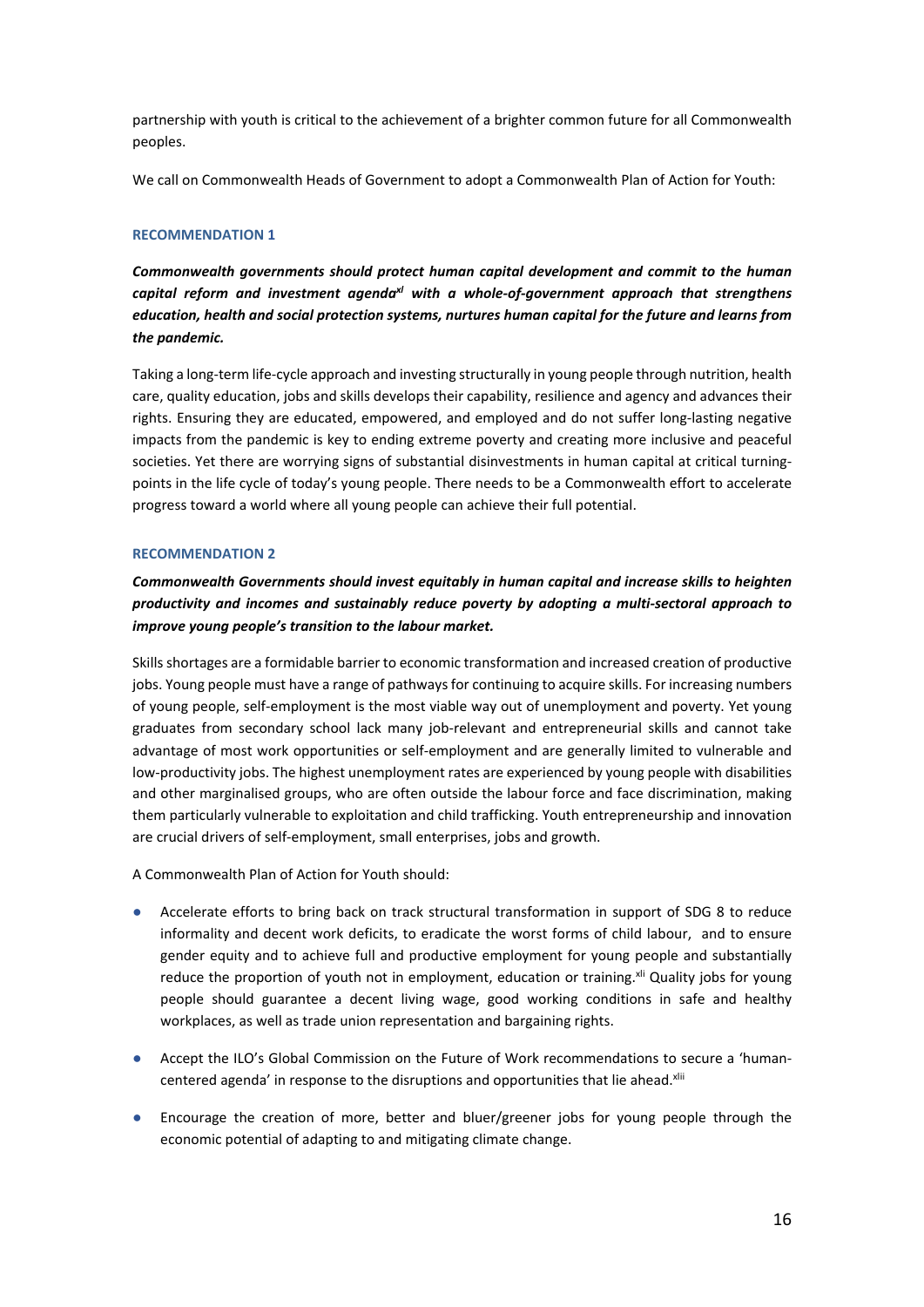partnership with youth is critical to the achievement of a brighter common future for all Commonwealth peoples.

We call on Commonwealth Heads of Government to adopt a Commonwealth Plan of Action for Youth:

#### RECOMMENDATION 1

***Commonwealth governments should protect human capital development and commit to the human capital reform and investment agenda[xl] with a whole-of-government approach that strengthens education, health and social protection systems, nurtures human capital for the future and learns from the pandemic.***

Taking a long-term life-cycle approach and investing structurally in young people through nutrition, health care, quality education, jobs and skills develops their capability, resilience and agency and advances their rights. Ensuring they are educated, empowered, and employed and do not suffer long-lasting negative impacts from the pandemic is key to ending extreme poverty and creating more inclusive and peaceful societies. Yet there are worrying signs of substantial disinvestments in human capital at critical turning-points in the life cycle of today's young people. There needs to be a Commonwealth effort to accelerate progress toward a world where all young people can achieve their full potential.

#### RECOMMENDATION 2

***Commonwealth Governments should invest equitably in human capital and increase skills to heighten productivity and incomes and sustainably reduce poverty by adopting a multi-sectoral approach to improve young people's transition to the labour market.***

Skills shortages are a formidable barrier to economic transformation and increased creation of productive jobs. Young people must have a range of pathways for continuing to acquire skills. For increasing numbers of young people, self-employment is the most viable way out of unemployment and poverty. Yet young graduates from secondary school lack many job-relevant and entrepreneurial skills and cannot take advantage of most work opportunities or self-employment and are generally limited to vulnerable and low-productivity jobs. The highest unemployment rates are experienced by young people with disabilities and other marginalised groups, who are often outside the labour force and face discrimination, making them particularly vulnerable to exploitation and child trafficking. Youth entrepreneurship and innovation are crucial drivers of self-employment, small enterprises, jobs and growth.

A Commonwealth Plan of Action for Youth should:

- Accelerate efforts to bring back on track structural transformation in support of SDG 8 to reduce informality and decent work deficits, to eradicate the worst forms of child labour, and to ensure gender equity and to achieve full and productive employment for young people and substantially reduce the proportion of youth not in employment, education or training.[xli] Quality jobs for young people should guarantee a decent living wage, good working conditions in safe and healthy workplaces, as well as trade union representation and bargaining rights.
- Accept the ILO's Global Commission on the Future of Work recommendations to secure a 'human-centered agenda' in response to the disruptions and opportunities that lie ahead.[xlii]
- Encourage the creation of more, better and bluer/greener jobs for young people through the economic potential of adapting to and mitigating climate change.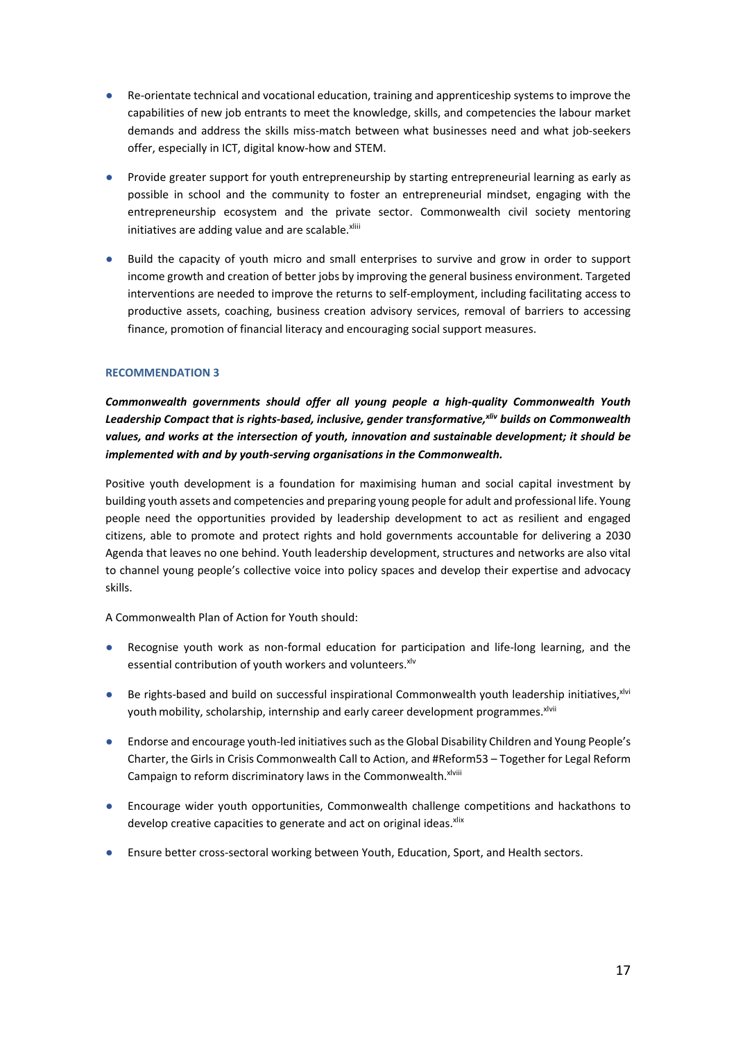- Re-orientate technical and vocational education, training and apprenticeship systems to improve the capabilities of new job entrants to meet the knowledge, skills, and competencies the labour market demands and address the skills miss-match between what businesses need and what job-seekers offer, especially in ICT, digital know-how and STEM.

- Provide greater support for youth entrepreneurship by starting entrepreneurial learning as early as possible in school and the community to foster an entrepreneurial mindset, engaging with the entrepreneurship ecosystem and the private sector. Commonwealth civil society mentoring initiatives are adding value and are scalable.[xliii]

- Build the capacity of youth micro and small enterprises to survive and grow in order to support income growth and creation of better jobs by improving the general business environment. Targeted interventions are needed to improve the returns to self-employment, including facilitating access to productive assets, coaching, business creation advisory services, removal of barriers to accessing finance, promotion of financial literacy and encouraging social support measures.

#### RECOMMENDATION 3

***Commonwealth governments should offer all young people a high-quality Commonwealth Youth Leadership Compact that is rights-based, inclusive, gender transformative,[xliv] builds on Commonwealth values, and works at the intersection of youth, innovation and sustainable development; it should be implemented with and by youth-serving organisations in the Commonwealth.***

Positive youth development is a foundation for maximising human and social capital investment by building youth assets and competencies and preparing young people for adult and professional life. Young people need the opportunities provided by leadership development to act as resilient and engaged citizens, able to promote and protect rights and hold governments accountable for delivering a 2030 Agenda that leaves no one behind. Youth leadership development, structures and networks are also vital to channel young people's collective voice into policy spaces and develop their expertise and advocacy skills.

A Commonwealth Plan of Action for Youth should:

- Recognise youth work as non-formal education for participation and life-long learning, and the essential contribution of youth workers and volunteers.[xlv]

- Be rights-based and build on successful inspirational Commonwealth youth leadership initiatives,[xlvi] youth mobility, scholarship, internship and early career development programmes.[xlvii]

- Endorse and encourage youth-led initiatives such as the Global Disability Children and Young People's Charter, the Girls in Crisis Commonwealth Call to Action, and #Reform53 – Together for Legal Reform Campaign to reform discriminatory laws in the Commonwealth.[xlviii]

- Encourage wider youth opportunities, Commonwealth challenge competitions and hackathons to develop creative capacities to generate and act on original ideas.[xlix]

- Ensure better cross-sectoral working between Youth, Education, Sport, and Health sectors.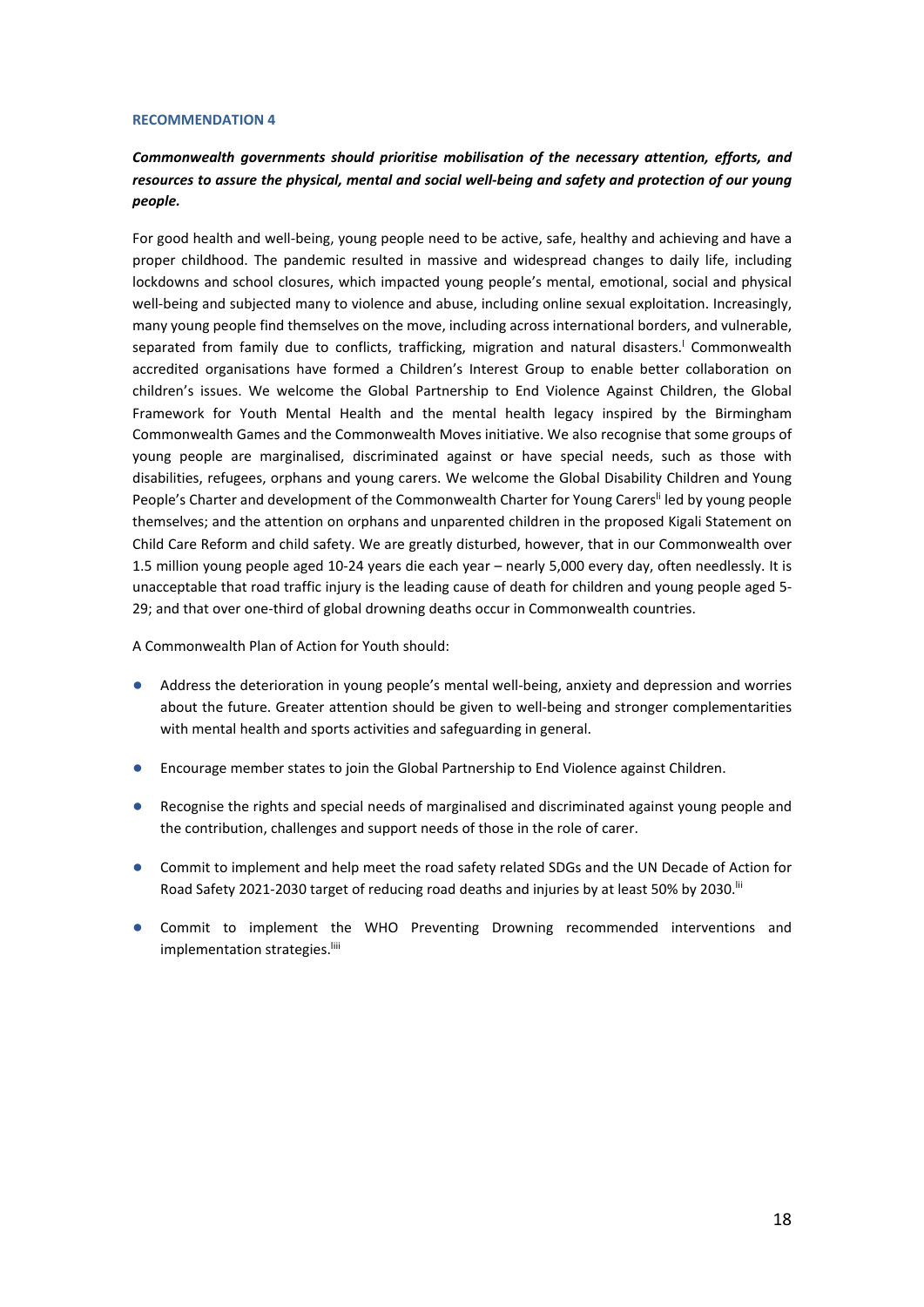#### RECOMMENDATION 4

***Commonwealth governments should prioritise mobilisation of the necessary attention, efforts, and resources to assure the physical, mental and social well-being and safety and protection of our young people.***

For good health and well-being, young people need to be active, safe, healthy and achieving and have a proper childhood. The pandemic resulted in massive and widespread changes to daily life, including lockdowns and school closures, which impacted young people's mental, emotional, social and physical well-being and subjected many to violence and abuse, including online sexual exploitation. Increasingly, many young people find themselves on the move, including across international borders, and vulnerable, separated from family due to conflicts, trafficking, migration and natural disasters.[l] Commonwealth accredited organisations have formed a Children's Interest Group to enable better collaboration on children's issues. We welcome the Global Partnership to End Violence Against Children, the Global Framework for Youth Mental Health and the mental health legacy inspired by the Birmingham Commonwealth Games and the Commonwealth Moves initiative. We also recognise that some groups of young people are marginalised, discriminated against or have special needs, such as those with disabilities, refugees, orphans and young carers. We welcome the Global Disability Children and Young People's Charter and development of the Commonwealth Charter for Young Carers[li] led by young people themselves; and the attention on orphans and unparented children in the proposed Kigali Statement on Child Care Reform and child safety. We are greatly disturbed, however, that in our Commonwealth over 1.5 million young people aged 10-24 years die each year – nearly 5,000 every day, often needlessly. It is unacceptable that road traffic injury is the leading cause of death for children and young people aged 5-29; and that over one-third of global drowning deaths occur in Commonwealth countries.

A Commonwealth Plan of Action for Youth should:

- Address the deterioration in young people's mental well-being, anxiety and depression and worries about the future. Greater attention should be given to well-being and stronger complementarities with mental health and sports activities and safeguarding in general.
- Encourage member states to join the Global Partnership to End Violence against Children.
- Recognise the rights and special needs of marginalised and discriminated against young people and the contribution, challenges and support needs of those in the role of carer.
- Commit to implement and help meet the road safety related SDGs and the UN Decade of Action for Road Safety 2021-2030 target of reducing road deaths and injuries by at least 50% by 2030.[lii]
- Commit to implement the WHO Preventing Drowning recommended interventions and implementation strategies.[liii]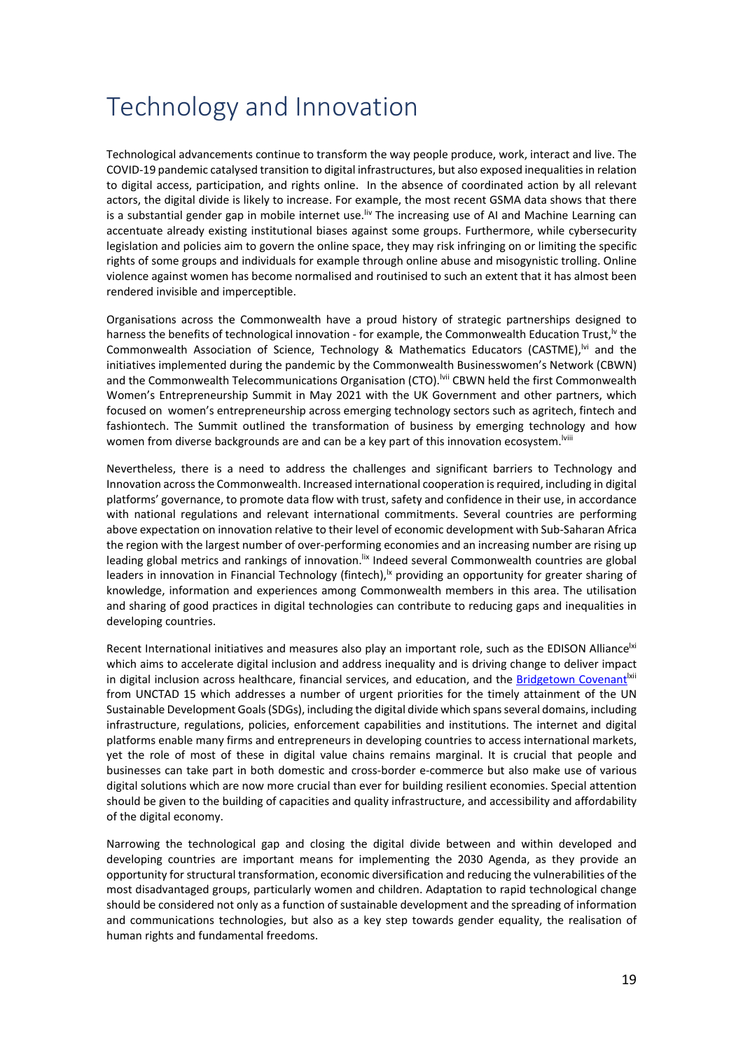# Technology and Innovation

Technological advancements continue to transform the way people produce, work, interact and live. The COVID-19 pandemic catalysed transition to digital infrastructures, but also exposed inequalities in relation to digital access, participation, and rights online. In the absence of coordinated action by all relevant actors, the digital divide is likely to increase. For example, the most recent GSMA data shows that there is a substantial gender gap in mobile internet use.[liv] The increasing use of AI and Machine Learning can accentuate already existing institutional biases against some groups. Furthermore, while cybersecurity legislation and policies aim to govern the online space, they may risk infringing on or limiting the specific rights of some groups and individuals for example through online abuse and misogynistic trolling. Online violence against women has become normalised and routinised to such an extent that it has almost been rendered invisible and imperceptible.

Organisations across the Commonwealth have a proud history of strategic partnerships designed to harness the benefits of technological innovation - for example, the Commonwealth Education Trust,[lv] the Commonwealth Association of Science, Technology & Mathematics Educators (CASTME),[lvi] and the initiatives implemented during the pandemic by the Commonwealth Businesswomen's Network (CBWN) and the Commonwealth Telecommunications Organisation (CTO).[lvii] CBWN held the first Commonwealth Women's Entrepreneurship Summit in May 2021 with the UK Government and other partners, which focused on women's entrepreneurship across emerging technology sectors such as agritech, fintech and fashiontech. The Summit outlined the transformation of business by emerging technology and how women from diverse backgrounds are and can be a key part of this innovation ecosystem.[lviii]

Nevertheless, there is a need to address the challenges and significant barriers to Technology and Innovation across the Commonwealth. Increased international cooperation is required, including in digital platforms' governance, to promote data flow with trust, safety and confidence in their use, in accordance with national regulations and relevant international commitments. Several countries are performing above expectation on innovation relative to their level of economic development with Sub-Saharan Africa the region with the largest number of over-performing economies and an increasing number are rising up leading global metrics and rankings of innovation.[lix] Indeed several Commonwealth countries are global leaders in innovation in Financial Technology (fintech),[lx] providing an opportunity for greater sharing of knowledge, information and experiences among Commonwealth members in this area. The utilisation and sharing of good practices in digital technologies can contribute to reducing gaps and inequalities in developing countries.

Recent International initiatives and measures also play an important role, such as the EDISON Alliance[lxi] which aims to accelerate digital inclusion and address inequality and is driving change to deliver impact in digital inclusion across healthcare, financial services, and education, and the Bridgetown Covenant[lxii] from UNCTAD 15 which addresses a number of urgent priorities for the timely attainment of the UN Sustainable Development Goals (SDGs), including the digital divide which spans several domains, including infrastructure, regulations, policies, enforcement capabilities and institutions. The internet and digital platforms enable many firms and entrepreneurs in developing countries to access international markets, yet the role of most of these in digital value chains remains marginal. It is crucial that people and businesses can take part in both domestic and cross-border e-commerce but also make use of various digital solutions which are now more crucial than ever for building resilient economies. Special attention should be given to the building of capacities and quality infrastructure, and accessibility and affordability of the digital economy.

Narrowing the technological gap and closing the digital divide between and within developed and developing countries are important means for implementing the 2030 Agenda, as they provide an opportunity for structural transformation, economic diversification and reducing the vulnerabilities of the most disadvantaged groups, particularly women and children. Adaptation to rapid technological change should be considered not only as a function of sustainable development and the spreading of information and communications technologies, but also as a key step towards gender equality, the realisation of human rights and fundamental freedoms.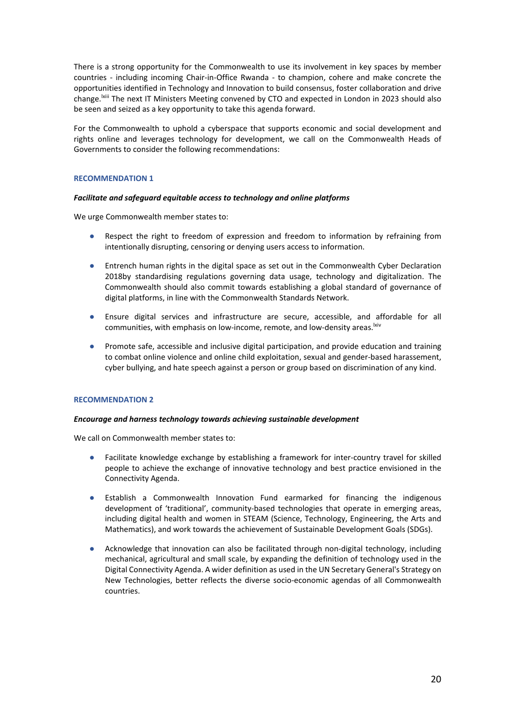There is a strong opportunity for the Commonwealth to use its involvement in key spaces by member countries - including incoming Chair-in-Office Rwanda - to champion, cohere and make concrete the opportunities identified in Technology and Innovation to build consensus, foster collaboration and drive change.[lxiii] The next IT Ministers Meeting convened by CTO and expected in London in 2023 should also be seen and seized as a key opportunity to take this agenda forward.

For the Commonwealth to uphold a cyberspace that supports economic and social development and rights online and leverages technology for development, we call on the Commonwealth Heads of Governments to consider the following recommendations:

#### RECOMMENDATION 1

***Facilitate and safeguard equitable access to technology and online platforms***

We urge Commonwealth member states to:

- Respect the right to freedom of expression and freedom to information by refraining from intentionally disrupting, censoring or denying users access to information.
- Entrench human rights in the digital space as set out in the Commonwealth Cyber Declaration 2018by standardising regulations governing data usage, technology and digitalization. The Commonwealth should also commit towards establishing a global standard of governance of digital platforms, in line with the Commonwealth Standards Network.
- Ensure digital services and infrastructure are secure, accessible, and affordable for all communities, with emphasis on low-income, remote, and low-density areas.[lxiv]
- Promote safe, accessible and inclusive digital participation, and provide education and training to combat online violence and online child exploitation, sexual and gender-based harassement, cyber bullying, and hate speech against a person or group based on discrimination of any kind.

#### RECOMMENDATION 2

***Encourage and harness technology towards achieving sustainable development***

We call on Commonwealth member states to:

- Facilitate knowledge exchange by establishing a framework for inter-country travel for skilled people to achieve the exchange of innovative technology and best practice envisioned in the Connectivity Agenda.
- Establish a Commonwealth Innovation Fund earmarked for financing the indigenous development of 'traditional', community-based technologies that operate in emerging areas, including digital health and women in STEAM (Science, Technology, Engineering, the Arts and Mathematics), and work towards the achievement of Sustainable Development Goals (SDGs).
- Acknowledge that innovation can also be facilitated through non-digital technology, including mechanical, agricultural and small scale, by expanding the definition of technology used in the Digital Connectivity Agenda. A wider definition as used in the UN Secretary General's Strategy on New Technologies, better reflects the diverse socio-economic agendas of all Commonwealth countries.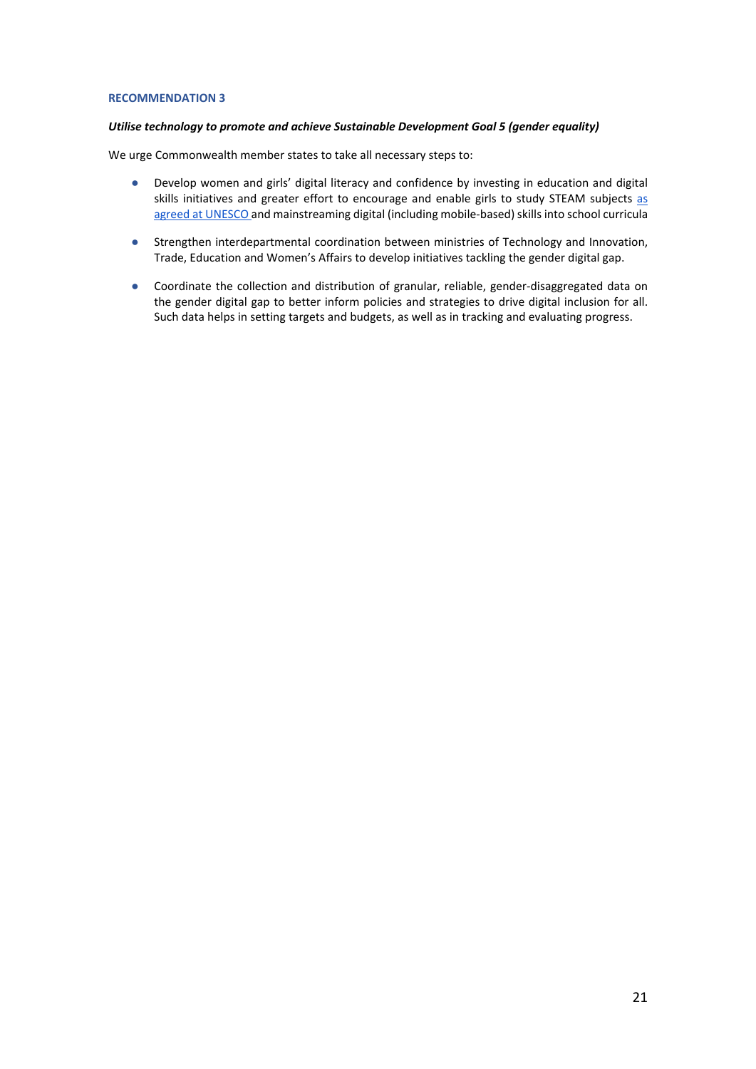### RECOMMENDATION 3

***Utilise technology to promote and achieve Sustainable Development Goal 5 (gender equality)***

We urge Commonwealth member states to take all necessary steps to:

- Develop women and girls' digital literacy and confidence by investing in education and digital skills initiatives and greater effort to encourage and enable girls to study STEAM subjects as agreed at UNESCO and mainstreaming digital (including mobile-based) skills into school curricula
- Strengthen interdepartmental coordination between ministries of Technology and Innovation, Trade, Education and Women's Affairs to develop initiatives tackling the gender digital gap.
- Coordinate the collection and distribution of granular, reliable, gender-disaggregated data on the gender digital gap to better inform policies and strategies to drive digital inclusion for all. Such data helps in setting targets and budgets, as well as in tracking and evaluating progress.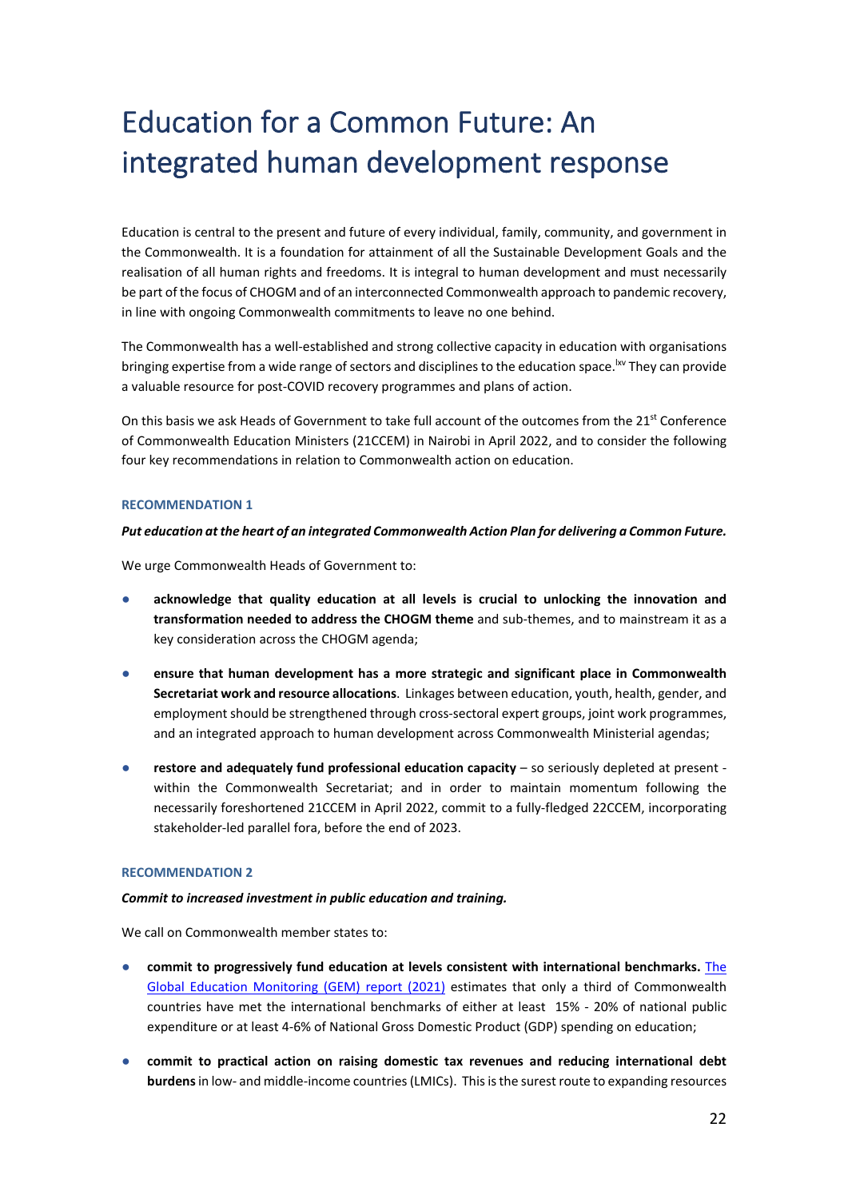# Education for a Common Future: An integrated human development response

Education is central to the present and future of every individual, family, community, and government in the Commonwealth. It is a foundation for attainment of all the Sustainable Development Goals and the realisation of all human rights and freedoms. It is integral to human development and must necessarily be part of the focus of CHOGM and of an interconnected Commonwealth approach to pandemic recovery, in line with ongoing Commonwealth commitments to leave no one behind.

The Commonwealth has a well-established and strong collective capacity in education with organisations bringing expertise from a wide range of sectors and disciplines to the education space.[lxv] They can provide a valuable resource for post-COVID recovery programmes and plans of action.

On this basis we ask Heads of Government to take full account of the outcomes from the 21st Conference of Commonwealth Education Ministers (21CCEM) in Nairobi in April 2022, and to consider the following four key recommendations in relation to Commonwealth action on education.

#### RECOMMENDATION 1

***Put education at the heart of an integrated Commonwealth Action Plan for delivering a Common Future.***

We urge Commonwealth Heads of Government to:

- **acknowledge that quality education at all levels is crucial to unlocking the innovation and transformation needed to address the CHOGM theme** and sub-themes, and to mainstream it as a key consideration across the CHOGM agenda;
- **ensure that human development has a more strategic and significant place in Commonwealth Secretariat work and resource allocations**. Linkages between education, youth, health, gender, and employment should be strengthened through cross-sectoral expert groups, joint work programmes, and an integrated approach to human development across Commonwealth Ministerial agendas;
- **restore and adequately fund professional education capacity** – so seriously depleted at present - within the Commonwealth Secretariat; and in order to maintain momentum following the necessarily foreshortened 21CCEM in April 2022, commit to a fully-fledged 22CCEM, incorporating stakeholder-led parallel fora, before the end of 2023.

#### RECOMMENDATION 2

***Commit to increased investment in public education and training.***

We call on Commonwealth member states to:

- **commit to progressively fund education at levels consistent with international benchmarks.** [The Global Education Monitoring (GEM) report (2021)] estimates that only a third of Commonwealth countries have met the international benchmarks of either at least 15% - 20% of national public expenditure or at least 4-6% of National Gross Domestic Product (GDP) spending on education;
- **commit to practical action on raising domestic tax revenues and reducing international debt burdens** in low- and middle-income countries (LMICs). This is the surest route to expanding resources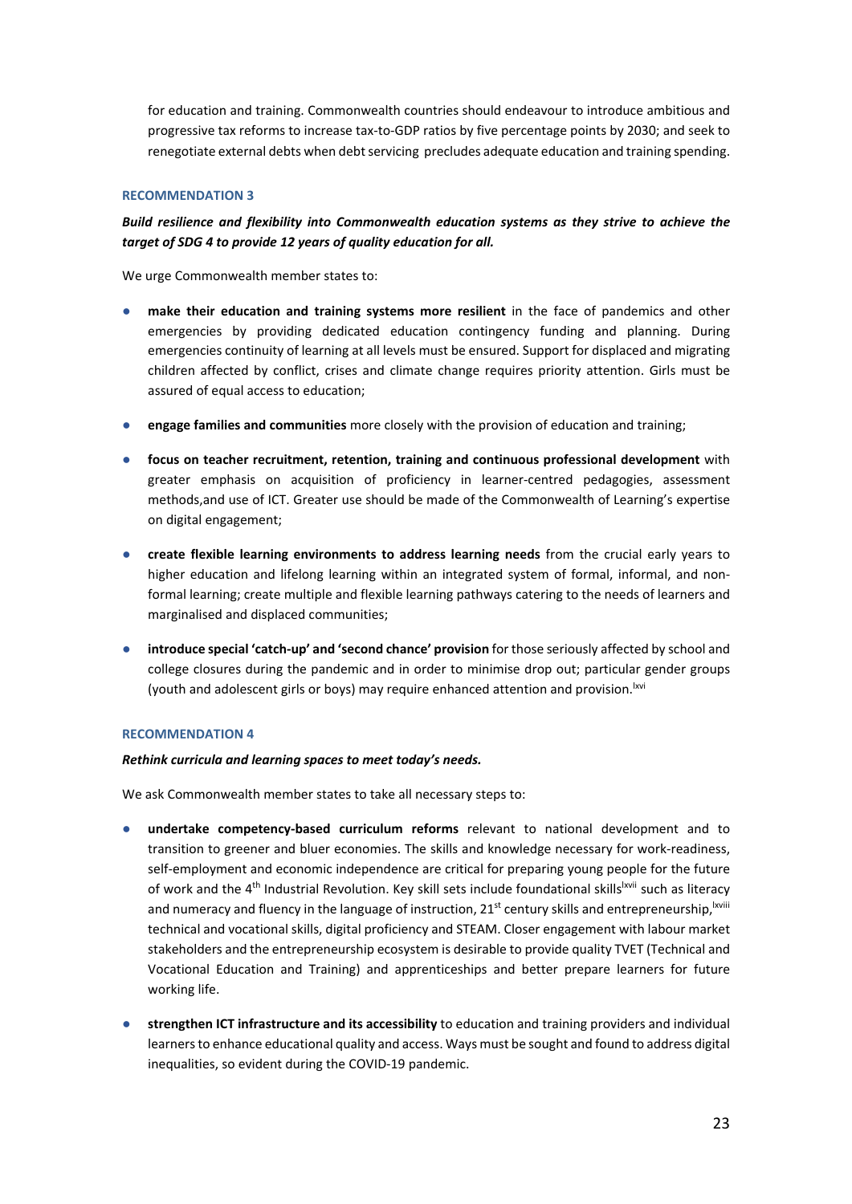for education and training. Commonwealth countries should endeavour to introduce ambitious and progressive tax reforms to increase tax-to-GDP ratios by five percentage points by 2030; and seek to renegotiate external debts when debt servicing precludes adequate education and training spending.

#### RECOMMENDATION 3

***Build resilience and flexibility into Commonwealth education systems as they strive to achieve the target of SDG 4 to provide 12 years of quality education for all.***

We urge Commonwealth member states to:

- **make their education and training systems more resilient** in the face of pandemics and other emergencies by providing dedicated education contingency funding and planning. During emergencies continuity of learning at all levels must be ensured. Support for displaced and migrating children affected by conflict, crises and climate change requires priority attention. Girls must be assured of equal access to education;

- **engage families and communities** more closely with the provision of education and training;

- **focus on teacher recruitment, retention, training and continuous professional development** with greater emphasis on acquisition of proficiency in learner-centred pedagogies, assessment methods,and use of ICT. Greater use should be made of the Commonwealth of Learning's expertise on digital engagement;

- **create flexible learning environments to address learning needs** from the crucial early years to higher education and lifelong learning within an integrated system of formal, informal, and non-formal learning; create multiple and flexible learning pathways catering to the needs of learners and marginalised and displaced communities;

- **introduce special 'catch-up' and 'second chance' provision** for those seriously affected by school and college closures during the pandemic and in order to minimise drop out; particular gender groups (youth and adolescent girls or boys) may require enhanced attention and provision.[lxvi]

#### RECOMMENDATION 4

***Rethink curricula and learning spaces to meet today's needs.***

We ask Commonwealth member states to take all necessary steps to:

- **undertake competency-based curriculum reforms** relevant to national development and to transition to greener and bluer economies. The skills and knowledge necessary for work-readiness, self-employment and economic independence are critical for preparing young people for the future of work and the 4th Industrial Revolution. Key skill sets include foundational skills[lxvii] such as literacy and numeracy and fluency in the language of instruction, 21st century skills and entrepreneurship,[lxviii] technical and vocational skills, digital proficiency and STEAM. Closer engagement with labour market stakeholders and the entrepreneurship ecosystem is desirable to provide quality TVET (Technical and Vocational Education and Training) and apprenticeships and better prepare learners for future working life.

- **strengthen ICT infrastructure and its accessibility** to education and training providers and individual learners to enhance educational quality and access. Ways must be sought and found to address digital inequalities, so evident during the COVID-19 pandemic.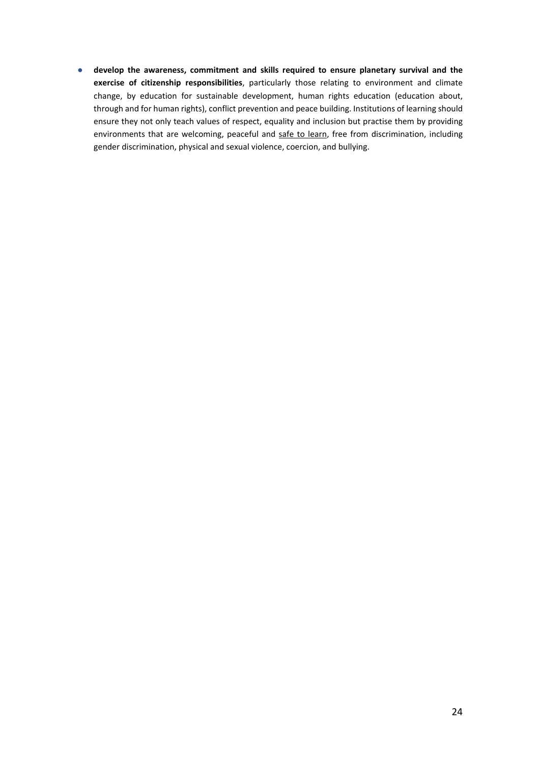- **develop the awareness, commitment and skills required to ensure planetary survival and the exercise of citizenship responsibilities**, particularly those relating to environment and climate change, by education for sustainable development, human rights education (education about, through and for human rights), conflict prevention and peace building. Institutions of learning should ensure they not only teach values of respect, equality and inclusion but practise them by providing environments that are welcoming, peaceful and safe to learn, free from discrimination, including gender discrimination, physical and sexual violence, coercion, and bullying.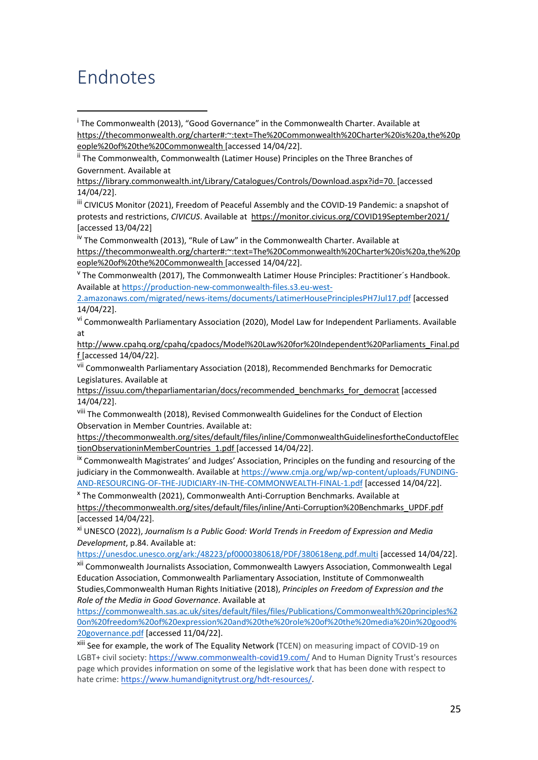# Endnotes

[i] The Commonwealth (2013), "Good Governance" in the Commonwealth Charter. Available at https://thecommonwealth.org/charter#:~:text=The%20Commonwealth%20Charter%20is%20a,the%20people%20of%20the%20Commonwealth [accessed 14/04/22].

[ii] The Commonwealth, Commonwealth (Latimer House) Principles on the Three Branches of Government. Available at https://library.commonwealth.int/Library/Catalogues/Controls/Download.aspx?id=70. [accessed 14/04/22].

[iii] CIVICUS Monitor (2021), Freedom of Peaceful Assembly and the COVID-19 Pandemic: a snapshot of protests and restrictions, *CIVICUS*. Available at https://monitor.civicus.org/COVID19September2021/ [accessed 13/04/22]

[iv] The Commonwealth (2013), "Rule of Law" in the Commonwealth Charter. Available at https://thecommonwealth.org/charter#:~:text=The%20Commonwealth%20Charter%20is%20a,the%20people%20of%20the%20Commonwealth [accessed 14/04/22].

[v] The Commonwealth (2017), The Commonwealth Latimer House Principles: Practitioner´s Handbook. Available at https://production-new-commonwealth-files.s3.eu-west-2.amazonaws.com/migrated/news-items/documents/LatimerHousePrinciplesPH7Jul17.pdf [accessed 14/04/22].

[vi] Commonwealth Parliamentary Association (2020), Model Law for Independent Parliaments. Available at http://www.cpahq.org/cpahq/cpadocs/Model%20Law%20for%20Independent%20Parliaments_Final.pdf [accessed 14/04/22].

[vii] Commonwealth Parliamentary Association (2018), Recommended Benchmarks for Democratic Legislatures. Available at https://issuu.com/theparliamentarian/docs/recommended_benchmarks_for_democrat [accessed 14/04/22].

[viii] The Commonwealth (2018), Revised Commonwealth Guidelines for the Conduct of Election Observation in Member Countries. Available at: https://thecommonwealth.org/sites/default/files/inline/CommonwealthGuidelinesfortheConductofElectionObservationinMemberCountries_1.pdf [accessed 14/04/22].

[ix] Commonwealth Magistrates' and Judges' Association, Principles on the funding and resourcing of the judiciary in the Commonwealth. Available at https://www.cmja.org/wp/wp-content/uploads/FUNDING-AND-RESOURCING-OF-THE-JUDICIARY-IN-THE-COMMONWEALTH-FINAL-1.pdf [accessed 14/04/22].

[x] The Commonwealth (2021), Commonwealth Anti-Corruption Benchmarks. Available at https://thecommonwealth.org/sites/default/files/inline/Anti-Corruption%20Benchmarks_UPDF.pdf [accessed 14/04/22].

[xi] UNESCO (2022), *Journalism Is a Public Good: World Trends in Freedom of Expression and Media Development*, p.84. Available at: https://unesdoc.unesco.org/ark:/48223/pf0000380618/PDF/380618eng.pdf.multi [accessed 14/04/22].

[xii] Commonwealth Journalists Association, Commonwealth Lawyers Association, Commonwealth Legal Education Association, Commonwealth Parliamentary Association, Institute of Commonwealth Studies,Commonwealth Human Rights Initiative (2018), *Principles on Freedom of Expression and the Role of the Media in Good Governance*. Available at https://commonwealth.sas.ac.uk/sites/default/files/files/Publications/Commonwealth%20principles%20on%20freedom%20of%20expression%20and%20the%20role%20of%20the%20media%20in%20good%20governance.pdf [accessed 11/04/22].

[xiii] See for example, the work of The Equality Network (TCEN) on measuring impact of COVID-19 on LGBT+ civil society: https://www.commonwealth-covid19.com/ And to Human Dignity Trust's resources page which provides information on some of the legislative work that has been done with respect to hate crime: https://www.humandignitytrust.org/hdt-resources/.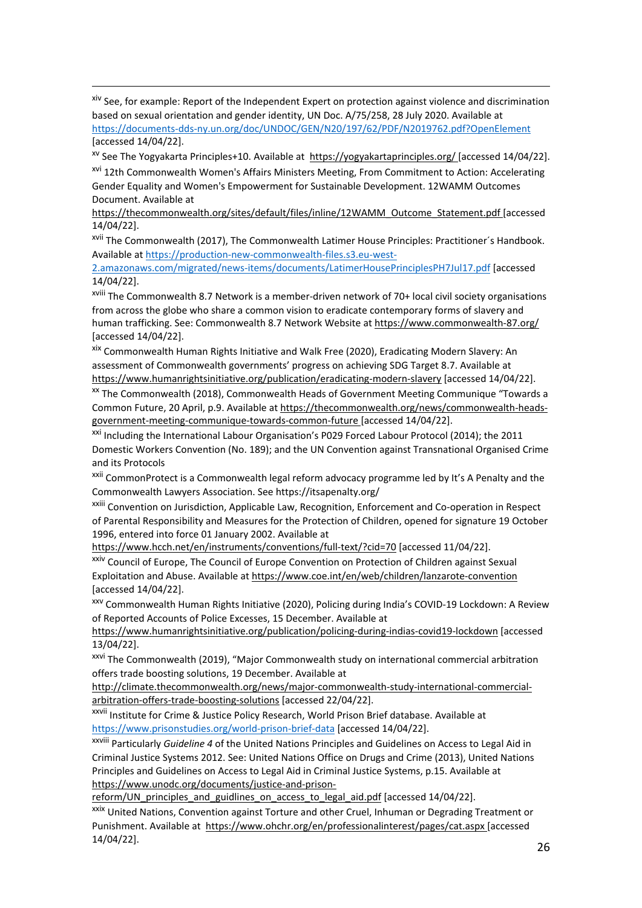[xiv] See, for example: Report of the Independent Expert on protection against violence and discrimination based on sexual orientation and gender identity, UN Doc. A/75/258, 28 July 2020. Available at https://documents-dds-ny.un.org/doc/UNDOC/GEN/N20/197/62/PDF/N2019762.pdf?OpenElement [accessed 14/04/22].

[xv] See The Yogyakarta Principles+10. Available at https://yogyakartaprinciples.org/ [accessed 14/04/22].

[xvi] 12th Commonwealth Women's Affairs Ministers Meeting, From Commitment to Action: Accelerating Gender Equality and Women's Empowerment for Sustainable Development. 12WAMM Outcomes Document. Available at https://thecommonwealth.org/sites/default/files/inline/12WAMM_Outcome_Statement.pdf [accessed 14/04/22].

[xvii] The Commonwealth (2017), The Commonwealth Latimer House Principles: Practitioner´s Handbook. Available at https://production-new-commonwealth-files.s3.eu-west-2.amazonaws.com/migrated/news-items/documents/LatimerHousePrinciplesPH7Jul17.pdf [accessed 14/04/22].

[xviii] The Commonwealth 8.7 Network is a member-driven network of 70+ local civil society organisations from across the globe who share a common vision to eradicate contemporary forms of slavery and human trafficking. See: Commonwealth 8.7 Network Website at https://www.commonwealth-87.org/ [accessed 14/04/22].

[xix] Commonwealth Human Rights Initiative and Walk Free (2020), Eradicating Modern Slavery: An assessment of Commonwealth governments' progress on achieving SDG Target 8.7. Available at https://www.humanrightsinitiative.org/publication/eradicating-modern-slavery [accessed 14/04/22].

[xx] The Commonwealth (2018), Commonwealth Heads of Government Meeting Communique "Towards a Common Future, 20 April, p.9. Available at https://thecommonwealth.org/news/commonwealth-heads-government-meeting-communique-towards-common-future [accessed 14/04/22].

[xxi] Including the International Labour Organisation's P029 Forced Labour Protocol (2014); the 2011 Domestic Workers Convention (No. 189); and the UN Convention against Transnational Organised Crime and its Protocols

[xxii] CommonProtect is a Commonwealth legal reform advocacy programme led by It's A Penalty and the Commonwealth Lawyers Association. See https://itsapenalty.org/

[xxiii] Convention on Jurisdiction, Applicable Law, Recognition, Enforcement and Co-operation in Respect of Parental Responsibility and Measures for the Protection of Children, opened for signature 19 October 1996, entered into force 01 January 2002. Available at https://www.hcch.net/en/instruments/conventions/full-text/?cid=70 [accessed 11/04/22].

[xxiv] Council of Europe, The Council of Europe Convention on Protection of Children against Sexual Exploitation and Abuse. Available at https://www.coe.int/en/web/children/lanzarote-convention [accessed 14/04/22].

[xxv] Commonwealth Human Rights Initiative (2020), Policing during India's COVID-19 Lockdown: A Review of Reported Accounts of Police Excesses, 15 December. Available at https://www.humanrightsinitiative.org/publication/policing-during-indias-covid19-lockdown [accessed 13/04/22].

[xxvi] The Commonwealth (2019), "Major Commonwealth study on international commercial arbitration offers trade boosting solutions, 19 December. Available at http://climate.thecommonwealth.org/news/major-commonwealth-study-international-commercial-arbitration-offers-trade-boosting-solutions [accessed 22/04/22].

[xxvii] Institute for Crime & Justice Policy Research, World Prison Brief database. Available at https://www.prisonstudies.org/world-prison-brief-data [accessed 14/04/22].

[xxviii] Particularly *Guideline 4* of the United Nations Principles and Guidelines on Access to Legal Aid in Criminal Justice Systems 2012. See: United Nations Office on Drugs and Crime (2013), United Nations Principles and Guidelines on Access to Legal Aid in Criminal Justice Systems, p.15. Available at https://www.unodc.org/documents/justice-and-prison-reform/UN_principles_and_guidlines_on_access_to_legal_aid.pdf [accessed 14/04/22].

[xxix] United Nations, Convention against Torture and other Cruel, Inhuman or Degrading Treatment or Punishment. Available at https://www.ohchr.org/en/professionalinterest/pages/cat.aspx [accessed 14/04/22].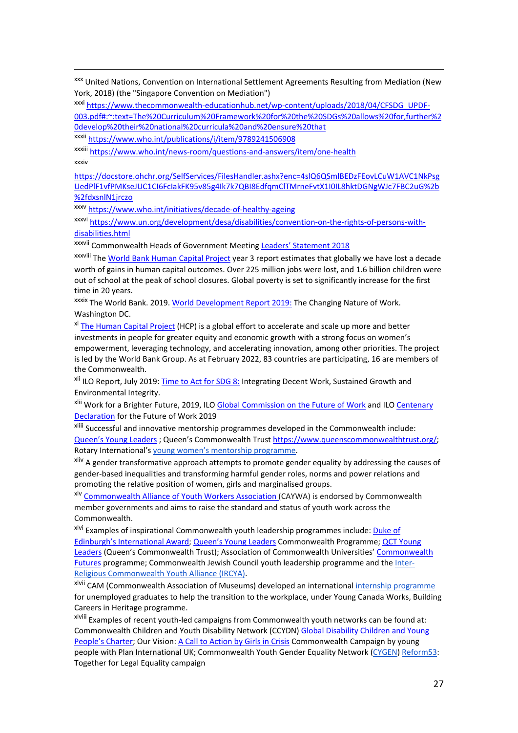[xxx] United Nations, Convention on International Settlement Agreements Resulting from Mediation (New York, 2018) (the "Singapore Convention on Mediation")

[xxxi] https://www.thecommonwealth-educationhub.net/wp-content/uploads/2018/04/CFSDG_UPDF-003.pdf#:~:text=The%20Curriculum%20Framework%20for%20the%20SDGs%20allows%20for,further%20develop%20their%20national%20curricula%20and%20ensure%20that

[xxxii] https://www.who.int/publications/i/item/9789241506908

[xxxiii] https://www.who.int/news-room/questions-and-answers/item/one-health

[xxxiv] https://docstore.ohchr.org/SelfServices/FilesHandler.ashx?enc=4slQ6QSmlBEDzFEovLCuW1AVC1NkPsgUedPlF1vfPMKseJUC1CI6FclakFK95v85g4Ik7k7QBI8EdfqmClTMrneFvtX1I0IL8hktDGNgWJc7FBC2uG%2b%2fdxsnlN1jrczo

[xxxv] https://www.who.int/initiatives/decade-of-healthy-ageing

[xxxvi] https://www.un.org/development/desa/disabilities/convention-on-the-rights-of-persons-with-disabilities.html

[xxxvii] Commonwealth Heads of Government Meeting Leaders' Statement 2018

[xxxviii] The World Bank Human Capital Project year 3 report estimates that globally we have lost a decade worth of gains in human capital outcomes. Over 225 million jobs were lost, and 1.6 billion children were out of school at the peak of school closures. Global poverty is set to significantly increase for the first time in 20 years.

[xxxix] The World Bank. 2019. World Development Report 2019: The Changing Nature of Work. Washington DC.

[xl] The Human Capital Project (HCP) is a global effort to accelerate and scale up more and better investments in people for greater equity and economic growth with a strong focus on women's empowerment, leveraging technology, and accelerating innovation, among other priorities. The project is led by the World Bank Group. As at February 2022, 83 countries are participating, 16 are members of the Commonwealth.

[xli] ILO Report, July 2019: Time to Act for SDG 8: Integrating Decent Work, Sustained Growth and Environmental Integrity.

[xlii] Work for a Brighter Future, 2019, ILO Global Commission on the Future of Work and ILO Centenary Declaration for the Future of Work 2019

[xliii] Successful and innovative mentorship programmes developed in the Commonwealth include: Queen's Young Leaders ; Queen's Commonwealth Trust https://www.queenscommonwealthtrust.org/; Rotary International's young women's mentorship programme.

[xliv] A gender transformative approach attempts to promote gender equality by addressing the causes of gender-based inequalities and transforming harmful gender roles, norms and power relations and promoting the relative position of women, girls and marginalised groups.

[xlv] Commonwealth Alliance of Youth Workers Association (CAYWA) is endorsed by Commonwealth member governments and aims to raise the standard and status of youth work across the Commonwealth.

[xlvi] Examples of inspirational Commonwealth youth leadership programmes include: Duke of Edinburgh's International Award; Queen's Young Leaders Commonwealth Programme; QCT Young Leaders (Queen's Commonwealth Trust); Association of Commonwealth Universities' Commonwealth Futures programme; Commonwealth Jewish Council youth leadership programme and the Inter-Religious Commonwealth Youth Alliance (IRCYA).

[xlvii] CAM (Commonwealth Association of Museums) developed an international internship programme for unemployed graduates to help the transition to the workplace, under Young Canada Works, Building Careers in Heritage programme.

[xlviii] Examples of recent youth-led campaigns from Commonwealth youth networks can be found at: Commonwealth Children and Youth Disability Network (CCYDN) Global Disability Children and Young People's Charter; Our Vision: A Call to Action by Girls in Crisis Commonwealth Campaign by young people with Plan International UK; Commonwealth Youth Gender Equality Network (CYGEN) Reform53: Together for Legal Equality campaign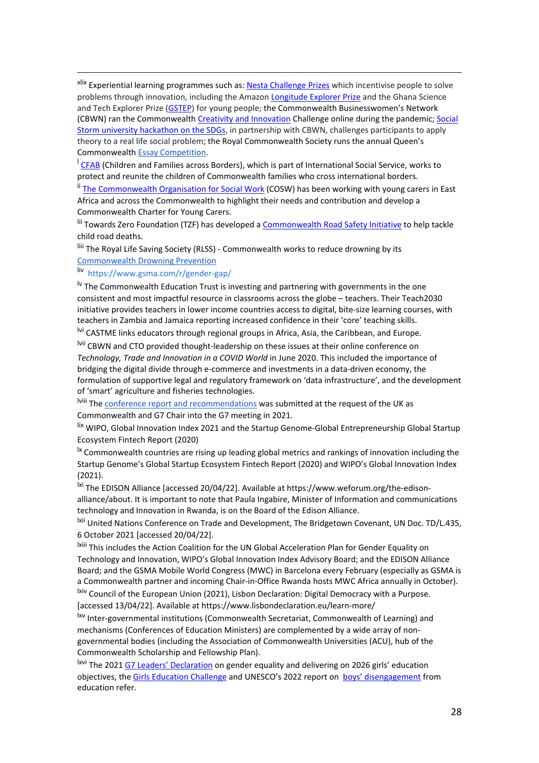[xlix] Experiential learning programmes such as: Nesta Challenge Prizes which incentivise people to solve problems through innovation, including the Amazon Longitude Explorer Prize and the Ghana Science and Tech Explorer Prize (GSTEP) for young people; the Commonwealth Businesswomen's Network (CBWN) ran the Commonwealth Creativity and Innovation Challenge online during the pandemic; Social Storm university hackathon on the SDGs, in partnership with CBWN, challenges participants to apply theory to a real life social problem; the Royal Commonwealth Society runs the annual Queen's Commonwealth Essay Competition.

[l] CFAB (Children and Families across Borders), which is part of International Social Service, works to protect and reunite the children of Commonwealth families who cross international borders.

[li] The Commonwealth Organisation for Social Work (COSW) has been working with young carers in East Africa and across the Commonwealth to highlight their needs and contribution and develop a Commonwealth Charter for Young Carers.

[lii] Towards Zero Foundation (TZF) has developed a Commonwealth Road Safety Initiative to help tackle child road deaths.

[liii] The Royal Life Saving Society (RLSS) - Commonwealth works to reduce drowning by its Commonwealth Drowning Prevention

[liv] https://www.gsma.com/r/gender-gap/

[lv] The Commonwealth Education Trust is investing and partnering with governments in the one consistent and most impactful resource in classrooms across the globe – teachers. Their Teach2030 initiative provides teachers in lower income countries access to digital, bite-size learning courses, with teachers in Zambia and Jamaica reporting increased confidence in their 'core' teaching skills.

[lvi] CASTME links educators through regional groups in Africa, Asia, the Caribbean, and Europe.

[lvii] CBWN and CTO provided thought-leadership on these issues at their online conference on *Technology, Trade and Innovation in a COVID World* in June 2020. This included the importance of bridging the digital divide through e-commerce and investments in a data-driven economy, the formulation of supportive legal and regulatory framework on 'data infrastructure', and the development of 'smart' agriculture and fisheries technologies.

[lviii] The conference report and recommendations was submitted at the request of the UK as Commonwealth and G7 Chair into the G7 meeting in 2021.

[lix] WIPO, Global Innovation Index 2021 and the Startup Genome-Global Entrepreneurship Global Startup Ecosystem Fintech Report (2020)

[lx] Commonwealth countries are rising up leading global metrics and rankings of innovation including the Startup Genome's Global Startup Ecosystem Fintech Report (2020) and WIPO's Global Innovation Index (2021).

[lxi] The EDISON Alliance [accessed 20/04/22]. Available at https://www.weforum.org/the-edison-alliance/about. It is important to note that Paula Ingabire, Minister of Information and communications technology and Innovation in Rwanda, is on the Board of the Edison Alliance.

[lxii] United Nations Conference on Trade and Development, The Bridgetown Covenant, UN Doc. TD/L.435, 6 October 2021 [accessed 20/04/22].

[lxiii] This includes the Action Coalition for the UN Global Acceleration Plan for Gender Equality on Technology and Innovation, WIPO's Global Innovation Index Advisory Board; the EDISON Alliance Board; and the GSMA Mobile World Congress (MWC) in Barcelona every February (especially as GSMA is a Commonwealth partner and incoming Chair-in-Office Rwanda hosts MWC Africa annually in October).

[lxiv] Council of the European Union (2021), Lisbon Declaration: Digital Democracy with a Purpose. [accessed 13/04/22]. Available at https://www.lisbondeclaration.eu/learn-more/

[lxv] Inter-governmental institutions (Commonwealth Secretariat, Commonwealth of Learning) and mechanisms (Conferences of Education Ministers) are complemented by a wide array of non-governmental bodies (including the Association of Commonwealth Universities (ACU), hub of the Commonwealth Scholarship and Fellowship Plan).

[lxvi] The 2021 G7 Leaders' Declaration on gender equality and delivering on 2026 girls' education objectives, the Girls Education Challenge and UNESCO's 2022 report on boys' disengagement from education refer.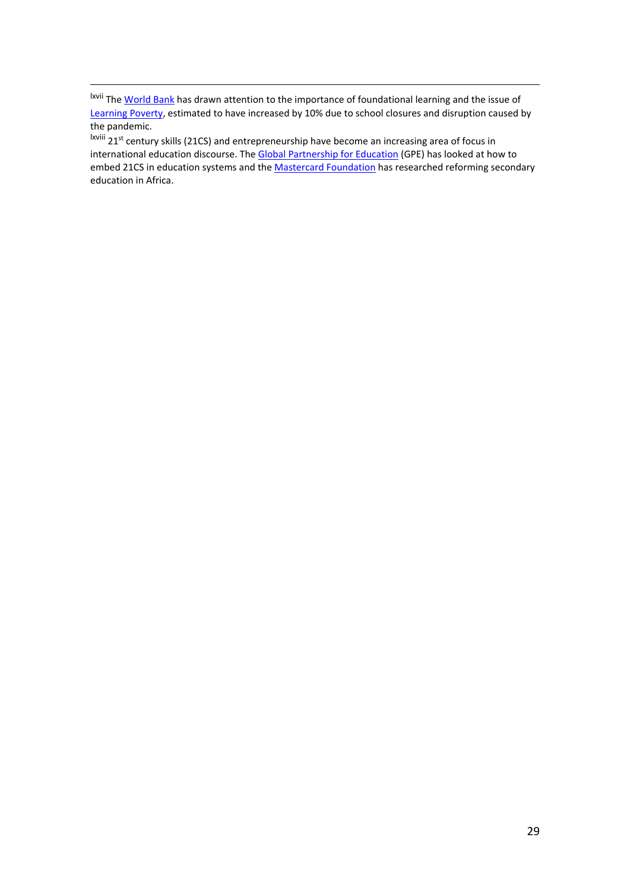---

[lxvii] The World Bank has drawn attention to the importance of foundational learning and the issue of Learning Poverty, estimated to have increased by 10% due to school closures and disruption caused by the pandemic.

[lxviii] 21st century skills (21CS) and entrepreneurship have become an increasing area of focus in international education discourse. The Global Partnership for Education (GPE) has looked at how to embed 21CS in education systems and the Mastercard Foundation has researched reforming secondary education in Africa.